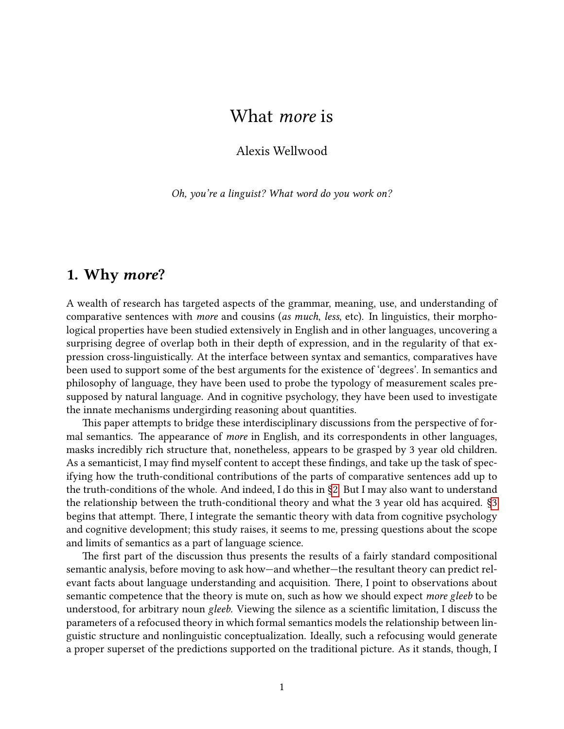# What *more* is

Alexis Wellwood

*Oh, you're a linguist? What word do you work on?*

## 1. Why *more*?

A wealth of research has targeted aspects of the grammar, meaning, use, and understanding of comparative sentences with *more* and cousins (*as much*, *less*, etc). In linguistics, their morphological properties have been studied extensively in English and in other languages, uncovering a surprising degree of overlap both in their depth of expression, and in the regularity of that expression cross-linguistically. At the interface between syntax and semantics, comparatives have been used to support some of the best arguments for the existence of 'degrees'. In semantics and philosophy of language, they have been used to probe the typology of measurement scales presupposed by natural language. And in cognitive psychology, they have been used to investigate the innate mechanisms undergirding reasoning about quantities.

This paper attempts to bridge these interdisciplinary discussions from the perspective of formal semantics. The appearance of *more* in English, and its correspondents in other languages, masks incredibly rich structure that, nonetheless, appears to be grasped by 3 year old children. As a semanticist, I may find myself content to accept these findings, and take up the task of specifying how the truth-conditional contributions of the parts of comparative sentences add up to the truth-conditions of the whole. And indeed, I do this in §2. But I may also want to understand the relationship between the truth-conditional theory and what the 3 year old has acquired. §3 begins that attempt. There, I integrate the semantic theory with data from cognitive psychology and cognitive development; this study raises, it seems to me, pressing questions about the scope and limits of semantics as a part of language science.

The first part of the discussion thus presents the results of a fairly standard compositional semantic analysis, before moving to ask how—and whether—the resultant theory can predict relevant facts about language understanding and acquisition. There, I point to observations about semantic competence that the theory is mute on, such as how we should expect *more gleeb* to be understood, for arbitrary noun *gleeb*. Viewing the silence as a scientific limitation, I discuss the parameters of a refocused theory in which formal semantics models the relationship between linguistic structure and nonlinguistic conceptualization. Ideally, such a refocusing would generate a proper superset of the predictions supported on the traditional picture. As it stands, though, I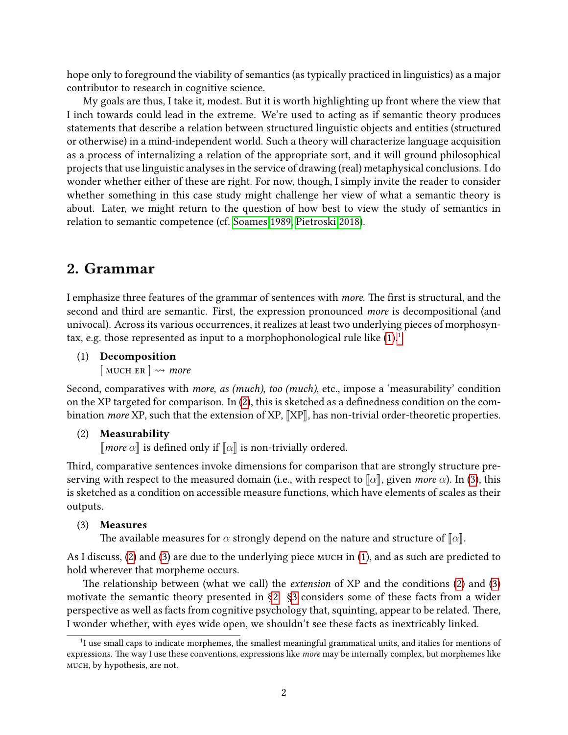hope only to foreground the viability of semantics (as typically practiced in linguistics) as a major contributor to research in cognitive science.

My goals are thus, I take it, modest. But it is worth highlighting up front where the view that I inch towards could lead in the extreme. We're used to acting as if semantic theory produces statements that describe a relation between structured linguistic objects and entities (structured or otherwise) in a mind-independent world. Such a theory will characterize language acquisition as a process of internalizing a relation of the appropriate sort, and it will ground philosophical projects that use linguistic analyses in the service of drawing (real) metaphysical conclusions. I do wonder whether either of these are right. For now, though, I simply invite the reader to consider whether something in this case study might challenge her view of what a semantic theory is about. Later, we might return to the question of how best to view the study of semantics in relation to semantic competence (cf. Soames 1989, Pietroski 2018).

## 2. Grammar

I emphasize three features of the grammar of sentences with *more*. The first is structural, and the second and third are semantic. First, the expression pronounced *more* is decompositional (and univocal). Across its various occurrences, it realizes at least two underlying pieces of morphosyntax, e.g. those represented as input to a morphophonological rule like (1).[1]

(1) **Decomposition**
    [ MUCH ER ] $\rightsquigarrow$ *more*

Second, comparatives with *more*, *as (much)*, *too (much)*, etc., impose a 'measurability' condition on the XP targeted for comparison. In (2), this is sketched as a definedness condition on the combination *more* XP, such that the extension of XP, $[\![\text{XP}]\!]$, has non-trivial order-theoretic properties.

(2) **Measurability**
    $[\![\textit{more}\ \alpha]\!]$ is defined only if $[\![\alpha]\!]$ is non-trivially ordered.

Third, comparative sentences invoke dimensions for comparison that are strongly structure preserving with respect to the measured domain (i.e., with respect to $[\![\alpha]\!]$, given *more* $\alpha$). In (3), this is sketched as a condition on accessible measure functions, which have elements of scales as their outputs.

(3) **Measures**
    The available measures for $\alpha$ strongly depend on the nature and structure of $[\![\alpha]\!]$.

As I discuss, (2) and (3) are due to the underlying piece MUCH in (1), and as such are predicted to hold wherever that morpheme occurs.

The relationship between (what we call) the *extension* of XP and the conditions (2) and (3) motivate the semantic theory presented in §2. §3 considers some of these facts from a wider perspective as well as facts from cognitive psychology that, squinting, appear to be related. There, I wonder whether, with eyes wide open, we shouldn't see these facts as inextricably linked.

[1] I use small caps to indicate morphemes, the smallest meaningful grammatical units, and italics for mentions of expressions. The way I use these conventions, expressions like *more* may be internally complex, but morphemes like MUCH, by hypothesis, are not.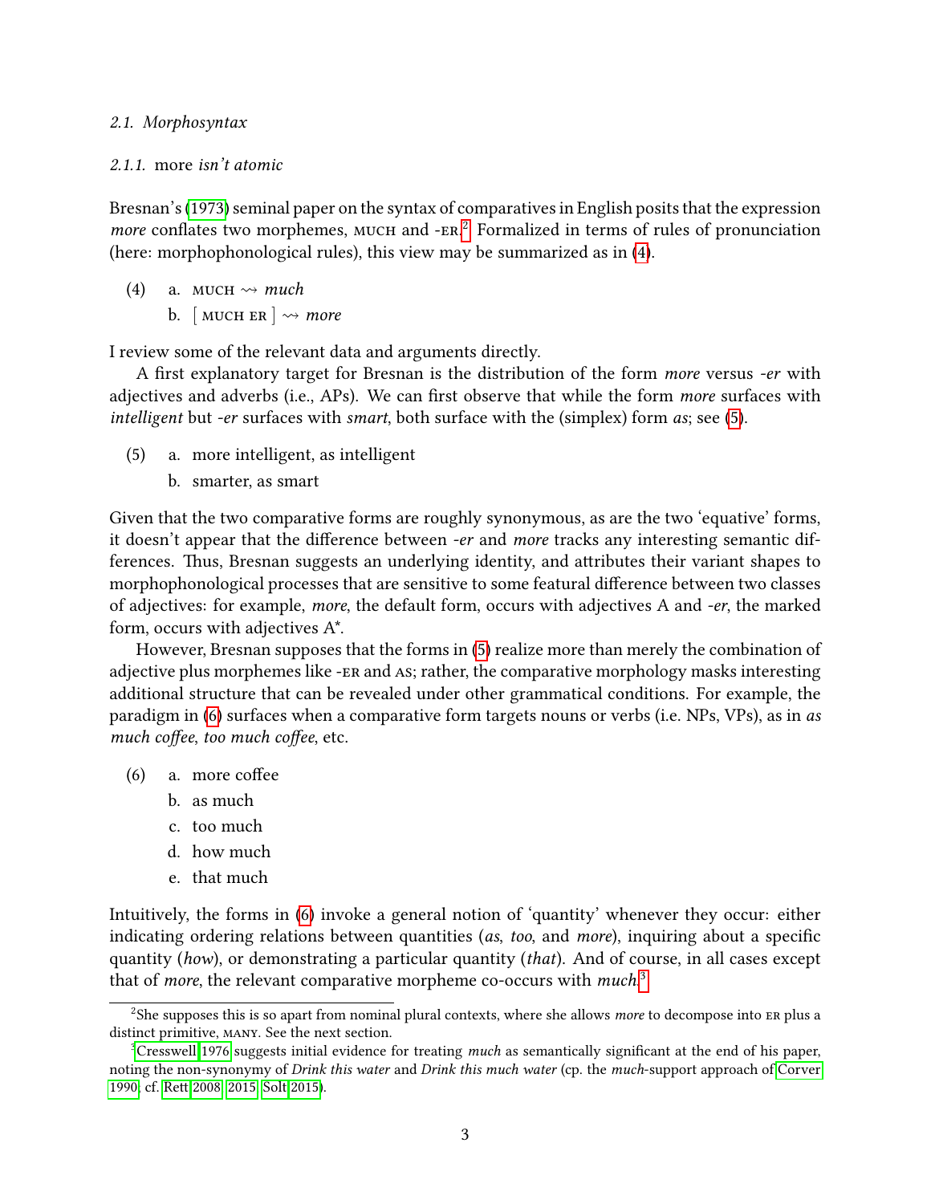### 2.1. *Morphosyntax*

#### 2.1.1. more *isn't atomic*

Bresnan's (1973) seminal paper on the syntax of comparatives in English posits that the expression *more* conflates two morphemes, MUCH and -ER.[2] Formalized in terms of rules of pronunciation (here: morphophonological rules), this view may be summarized as in (4).

(4) a. MUCH ⇝ *much*
  b. [ MUCH ER ] ⇝ *more*

I review some of the relevant data and arguments directly.

A first explanatory target for Bresnan is the distribution of the form *more* versus *-er* with adjectives and adverbs (i.e., APs). We can first observe that while the form *more* surfaces with *intelligent* but *-er* surfaces with *smart*, both surface with the (simplex) form *as*; see (5).

(5) a. more intelligent, as intelligent
  b. smarter, as smart

Given that the two comparative forms are roughly synonymous, as are the two 'equative' forms, it doesn't appear that the difference between *-er* and *more* tracks any interesting semantic differences. Thus, Bresnan suggests an underlying identity, and attributes their variant shapes to morphophonological processes that are sensitive to some featural difference between two classes of adjectives: for example, *more*, the default form, occurs with adjectives A and *-er*, the marked form, occurs with adjectives A*.

However, Bresnan supposes that the forms in (5) realize more than merely the combination of adjective plus morphemes like -ER and AS; rather, the comparative morphology masks interesting additional structure that can be revealed under other grammatical conditions. For example, the paradigm in (6) surfaces when a comparative form targets nouns or verbs (i.e. NPs, VPs), as in *as much coffee*, *too much coffee*, etc.

(6) a. more coffee
  b. as much
  c. too much
  d. how much
  e. that much

Intuitively, the forms in (6) invoke a general notion of 'quantity' whenever they occur: either indicating ordering relations between quantities (*as*, *too*, and *more*), inquiring about a specific quantity (*how*), or demonstrating a particular quantity (*that*). And of course, in all cases except that of *more*, the relevant comparative morpheme co-occurs with *much*.[3]

---

[2] She supposes this is so apart from nominal plural contexts, where she allows *more* to decompose into ER plus a distinct primitive, MANY. See the next section.

[3] Cresswell 1976 suggests initial evidence for treating *much* as semantically significant at the end of his paper, noting the non-synonymy of *Drink this water* and *Drink this much water* (cp. the *much*-support approach of Corver 1990; cf. Rett 2008, 2015; Solt 2015).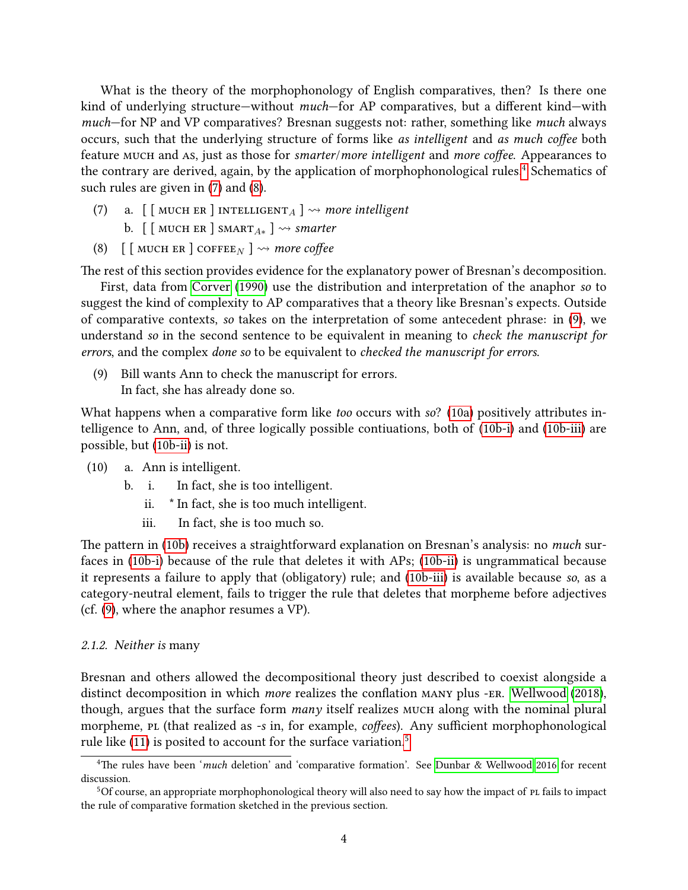What is the theory of the morphophonology of English comparatives, then? Is there one kind of underlying structure—without *much*—for AP comparatives, but a different kind—with *much*—for NP and VP comparatives? Bresnan suggests not: rather, something like *much* always occurs, such that the underlying structure of forms like *as intelligent* and *as much coffee* both feature MUCH and AS, just as those for *smarter*/*more intelligent* and *more coffee*. Appearances to the contrary are derived, again, by the application of morphophonological rules.[4] Schematics of such rules are given in (7) and (8).

(7) a. [ [ MUCH ER ] INTELLIGENT$_A$ ] ⇝ *more intelligent*

  b. [ [ MUCH ER ] SMART$_{A*}$ ] ⇝ *smarter*

(8) [ [ MUCH ER ] COFFEE$_N$ ] ⇝ *more coffee*

The rest of this section provides evidence for the explanatory power of Bresnan's decomposition.

First, data from Corver (1990) use the distribution and interpretation of the anaphor *so* to suggest the kind of complexity to AP comparatives that a theory like Bresnan's expects. Outside of comparative contexts, *so* takes on the interpretation of some antecedent phrase: in (9), we understand *so* in the second sentence to be equivalent in meaning to *check the manuscript for errors*, and the complex *done so* to be equivalent to *checked the manuscript for errors*.

(9) Bill wants Ann to check the manuscript for errors.
  In fact, she has already done so.

What happens when a comparative form like *too* occurs with *so*? (10a) positively attributes intelligence to Ann, and, of three logically possible contiuations, both of (10b-i) and (10b-iii) are possible, but (10b-ii) is not.

(10) a. Ann is intelligent.

  b. i. In fact, she is too intelligent.

   ii. * In fact, she is too much intelligent.

   iii. In fact, she is too much so.

The pattern in (10b) receives a straightforward explanation on Bresnan's analysis: no *much* surfaces in (10b-i) because of the rule that deletes it with APs; (10b-ii) is ungrammatical because it represents a failure to apply that (obligatory) rule; and (10b-iii) is available because *so*, as a category-neutral element, fails to trigger the rule that deletes that morpheme before adjectives (cf. (9), where the anaphor resumes a VP).

### 2.1.2. *Neither is* many

Bresnan and others allowed the decompositional theory just described to coexist alongside a distinct decomposition in which *more* realizes the conflation MANY plus -ER. Wellwood (2018), though, argues that the surface form *many* itself realizes MUCH along with the nominal plural morpheme, PL (that realized as *-s* in, for example, *coffees*). Any sufficient morphophonological rule like (11) is posited to account for the surface variation.[5]

---

[4] The rules have been '*much* deletion' and 'comparative formation'. See Dunbar & Wellwood 2016 for recent discussion.

[5] Of course, an appropriate morphophonological theory will also need to say how the impact of PL fails to impact the rule of comparative formation sketched in the previous section.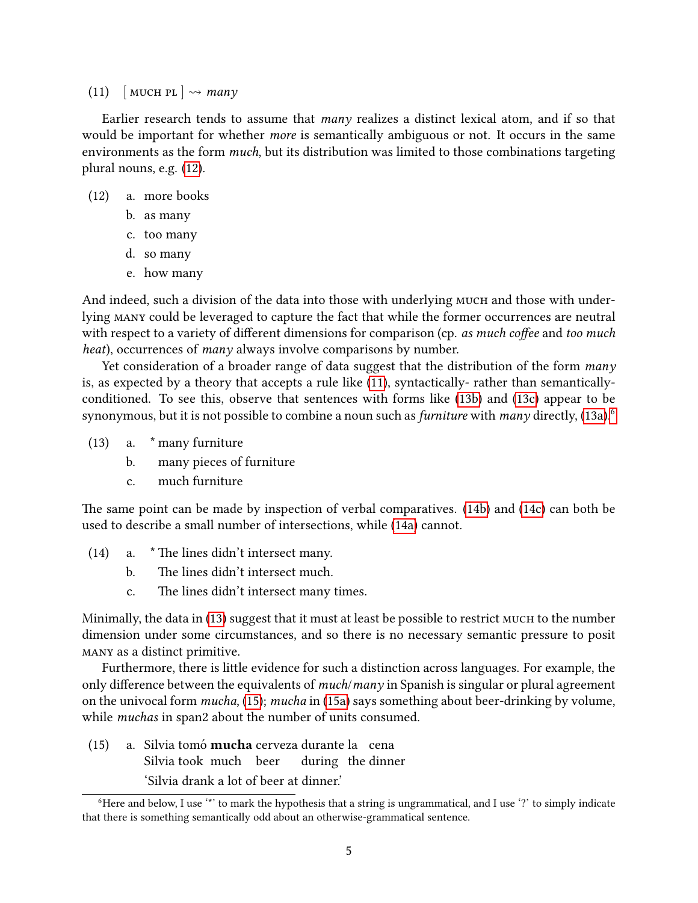(11) [ MUCH PL ] ⇝ *many*

Earlier research tends to assume that *many* realizes a distinct lexical atom, and if so that would be important for whether *more* is semantically ambiguous or not. It occurs in the same environments as the form *much*, but its distribution was limited to those combinations targeting plural nouns, e.g. (12).

(12)
  a. more books
  b. as many
  c. too many
  d. so many
  e. how many

And indeed, such a division of the data into those with underlying MUCH and those with underlying MANY could be leveraged to capture the fact that while the former occurrences are neutral with respect to a variety of different dimensions for comparison (cp. *as much coffee* and *too much heat*), occurrences of *many* always involve comparisons by number.

Yet consideration of a broader range of data suggest that the distribution of the form *many* is, as expected by a theory that accepts a rule like (11), syntactically- rather than semantically-conditioned. To see this, observe that sentences with forms like (13b) and (13c) appear to be synonymous, but it is not possible to combine a noun such as *furniture* with *many* directly, (13a).[6]

(13)
  a. * many furniture
  b. many pieces of furniture
  c. much furniture

The same point can be made by inspection of verbal comparatives. (14b) and (14c) can both be used to describe a small number of intersections, while (14a) cannot.

(14)
  a. * The lines didn't intersect many.
  b. The lines didn't intersect much.
  c. The lines didn't intersect many times.

Minimally, the data in (13) suggest that it must at least be possible to restrict MUCH to the number dimension under some circumstances, and so there is no necessary semantic pressure to posit MANY as a distinct primitive.

Furthermore, there is little evidence for such a distinction across languages. For example, the only difference between the equivalents of *much*/*many* in Spanish is singular or plural agreement on the univocal form *mucha*, (15); *mucha* in (15a) says something about beer-drinking by volume, while *muchas* in span2 about the number of units consumed.

(15)
  a. Silvia tomó **mucha** cerveza durante la cena
     Silvia took much beer during the dinner
     'Silvia drank a lot of beer at dinner.'

[6] Here and below, I use '*' to mark the hypothesis that a string is ungrammatical, and I use '?' to simply indicate that there is something semantically odd about an otherwise-grammatical sentence.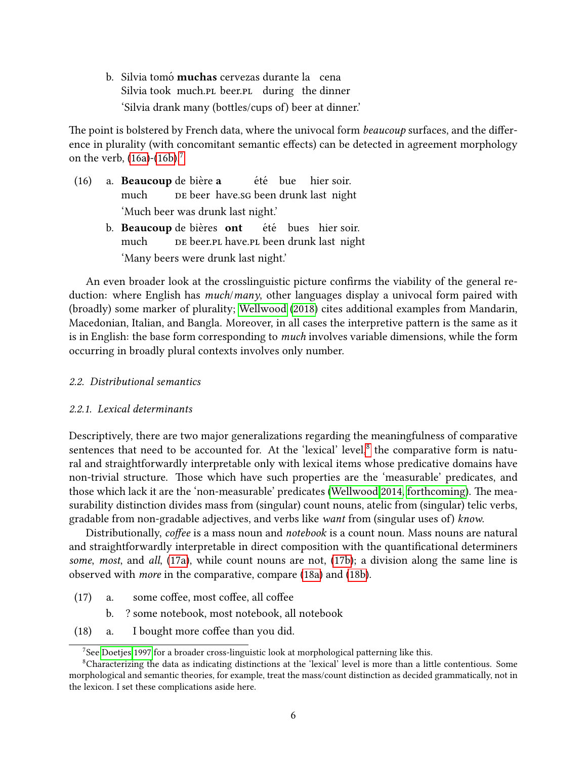b. Silvia tomó **muchas** cervezas durante la cena
   Silvia took much.PL beer.PL during the dinner
   'Silvia drank many (bottles/cups of) beer at dinner.'

The point is bolstered by French data, where the univocal form *beaucoup* surfaces, and the difference in plurality (with concomitant semantic effects) can be detected in agreement morphology on the verb, (16a)-(16b).[7]

(16) a. **Beaucoup** de bière **a** été bue hier soir.
        much DE beer have.SG been drunk last night
        'Much beer was drunk last night.'

     b. **Beaucoup** de bières **ont** été bues hier soir.
        much DE beer.PL have.PL been drunk last night
        'Many beers were drunk last night.'

An even broader look at the crosslinguistic picture confirms the viability of the general reduction: where English has *much*/*many*, other languages display a univocal form paired with (broadly) some marker of plurality; Wellwood (2018) cites additional examples from Mandarin, Macedonian, Italian, and Bangla. Moreover, in all cases the interpretive pattern is the same as it is in English: the base form corresponding to *much* involves variable dimensions, while the form occurring in broadly plural contexts involves only number.

### *2.2. Distributional semantics*

#### *2.2.1. Lexical determinants*

Descriptively, there are two major generalizations regarding the meaningfulness of comparative sentences that need to be accounted for. At the 'lexical' level,[8] the comparative form is natural and straightforwardly interpretable only with lexical items whose predicative domains have non-trivial structure. Those which have such properties are the 'measurable' predicates, and those which lack it are the 'non-measurable' predicates (Wellwood 2014, forthcoming). The measurability distinction divides mass from (singular) count nouns, atelic from (singular) telic verbs, gradable from non-gradable adjectives, and verbs like *want* from (singular uses of) *know*.

Distributionally, *coffee* is a mass noun and *notebook* is a count noun. Mass nouns are natural and straightforwardly interpretable in direct composition with the quantificational determiners *some*, *most*, and *all*, (17a), while count nouns are not, (17b); a division along the same line is observed with *more* in the comparative, compare (18a) and (18b).

(17) a. some coffee, most coffee, all coffee

     b. ? some notebook, most notebook, all notebook

(18) a. I bought more coffee than you did.

---

[7] See Doetjes 1997 for a broader cross-linguistic look at morphological patterning like this.

[8] Characterizing the data as indicating distinctions at the 'lexical' level is more than a little contentious. Some morphological and semantic theories, for example, treat the mass/count distinction as decided grammatically, not in the lexicon. I set these complications aside here.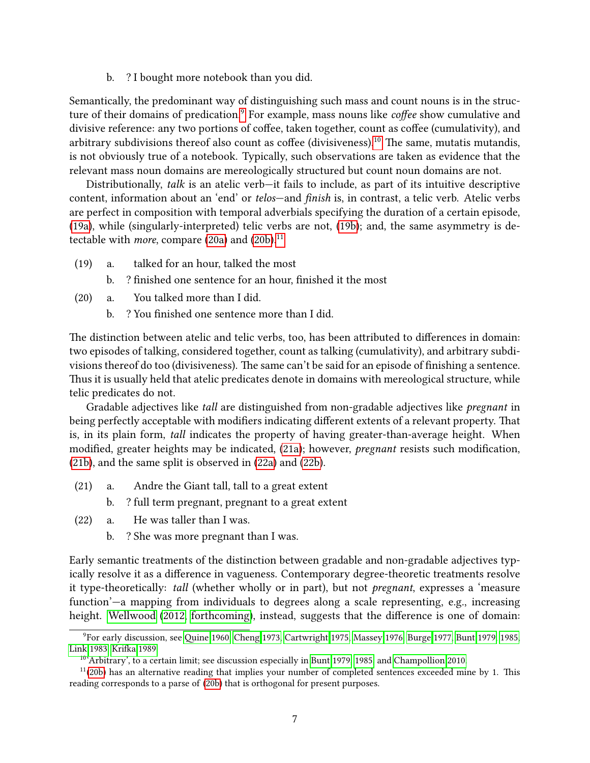b. ? I bought more notebook than you did.

Semantically, the predominant way of distinguishing such mass and count nouns is in the structure of their domains of predication.[9] For example, mass nouns like *coffee* show cumulative and divisive reference: any two portions of coffee, taken together, count as coffee (cumulativity), and arbitrary subdivisions thereof also count as coffee (divisiveness).[10] The same, mutatis mutandis, is not obviously true of a notebook. Typically, such observations are taken as evidence that the relevant mass noun domains are mereologically structured but count noun domains are not.

Distributionally, *talk* is an atelic verb—it fails to include, as part of its intuitive descriptive content, information about an 'end' or *telos*—and *finish* is, in contrast, a telic verb. Atelic verbs are perfect in composition with temporal adverbials specifying the duration of a certain episode, (19a), while (singularly-interpreted) telic verbs are not, (19b); and, the same asymmetry is detectable with *more*, compare (20a) and (20b).[11]

(19) a. talked for an hour, talked the most

b. ? finished one sentence for an hour, finished it the most

(20) a. You talked more than I did.

b. ? You finished one sentence more than I did.

The distinction between atelic and telic verbs, too, has been attributed to differences in domain: two episodes of talking, considered together, count as talking (cumulativity), and arbitrary subdivisions thereof do too (divisiveness). The same can't be said for an episode of finishing a sentence. Thus it is usually held that atelic predicates denote in domains with mereological structure, while telic predicates do not.

Gradable adjectives like *tall* are distinguished from non-gradable adjectives like *pregnant* in being perfectly acceptable with modifiers indicating different extents of a relevant property. That is, in its plain form, *tall* indicates the property of having greater-than-average height. When modified, greater heights may be indicated, (21a); however, *pregnant* resists such modification, (21b), and the same split is observed in (22a) and (22b).

(21) a. Andre the Giant tall, tall to a great extent

b. ? full term pregnant, pregnant to a great extent

(22) a. He was taller than I was.

b. ? She was more pregnant than I was.

Early semantic treatments of the distinction between gradable and non-gradable adjectives typically resolve it as a difference in vagueness. Contemporary degree-theoretic treatments resolve it type-theoretically: *tall* (whether wholly or in part), but not *pregnant*, expresses a 'measure function'—a mapping from individuals to degrees along a scale representing, e.g., increasing height. Wellwood (2012, forthcoming), instead, suggests that the difference is one of domain:

[9] For early discussion, see Quine 1960, Cheng 1973, Cartwright 1975, Massey 1976, Burge 1977, Bunt 1979, 1985, Link 1983, Krifka 1989.

[10] 'Arbitrary', to a certain limit; see discussion especially in Bunt 1979, 1985, and Champollion 2010.

[11] (20b) has an alternative reading that implies your number of completed sentences exceeded mine by 1. This reading corresponds to a parse of (20b) that is orthogonal for present purposes.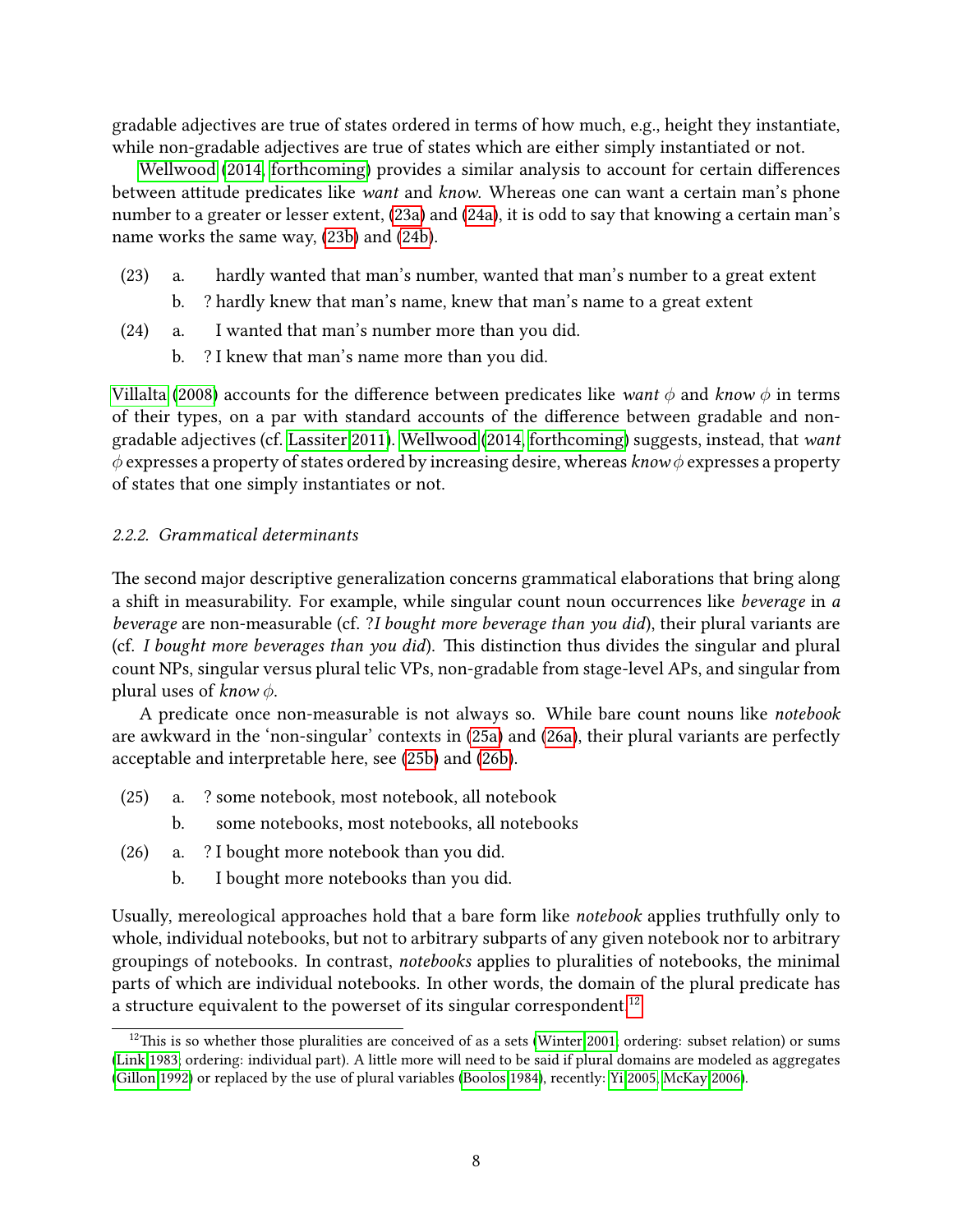gradable adjectives are true of states ordered in terms of how much, e.g., height they instantiate, while non-gradable adjectives are true of states which are either simply instantiated or not.

Wellwood (2014, forthcoming) provides a similar analysis to account for certain differences between attitude predicates like *want* and *know*. Whereas one can want a certain man's phone number to a greater or lesser extent, (23a) and (24a), it is odd to say that knowing a certain man's name works the same way, (23b) and (24b).

(23) a. hardly wanted that man's number, wanted that man's number to a great extent

b. ? hardly knew that man's name, knew that man's name to a great extent

(24) a. I wanted that man's number more than you did.

b. ? I knew that man's name more than you did.

Villalta (2008) accounts for the difference between predicates like *want* $\phi$ and *know* $\phi$ in terms of their types, on a par with standard accounts of the difference between gradable and non-gradable adjectives (cf. Lassiter 2011). Wellwood (2014, forthcoming) suggests, instead, that *want* $\phi$ expresses a property of states ordered by increasing desire, whereas *know* $\phi$ expresses a property of states that one simply instantiates or not.

#### 2.2.2. Grammatical determinants

The second major descriptive generalization concerns grammatical elaborations that bring along a shift in measurability. For example, while singular count noun occurrences like *beverage* in *a beverage* are non-measurable (cf. ?*I bought more beverage than you did*), their plural variants are (cf. *I bought more beverages than you did*). This distinction thus divides the singular and plural count NPs, singular versus plural telic VPs, non-gradable from stage-level APs, and singular from plural uses of *know* $\phi$.

A predicate once non-measurable is not always so. While bare count nouns like *notebook* are awkward in the 'non-singular' contexts in (25a) and (26a), their plural variants are perfectly acceptable and interpretable here, see (25b) and (26b).

(25) a. ? some notebook, most notebook, all notebook

b. some notebooks, most notebooks, all notebooks

(26) a. ? I bought more notebook than you did.

b. I bought more notebooks than you did.

Usually, mereological approaches hold that a bare form like *notebook* applies truthfully only to whole, individual notebooks, but not to arbitrary subparts of any given notebook nor to arbitrary groupings of notebooks. In contrast, *notebooks* applies to pluralities of notebooks, the minimal parts of which are individual notebooks. In other words, the domain of the plural predicate has a structure equivalent to the powerset of its singular correspondent.[12]

[12] This is so whether those pluralities are conceived of as a sets (Winter 2001; ordering: subset relation) or sums (Link 1983; ordering: individual part). A little more will need to be said if plural domains are modeled as aggregates (Gillon 1992) or replaced by the use of plural variables (Boolos 1984), recently: Yi 2005, McKay 2006).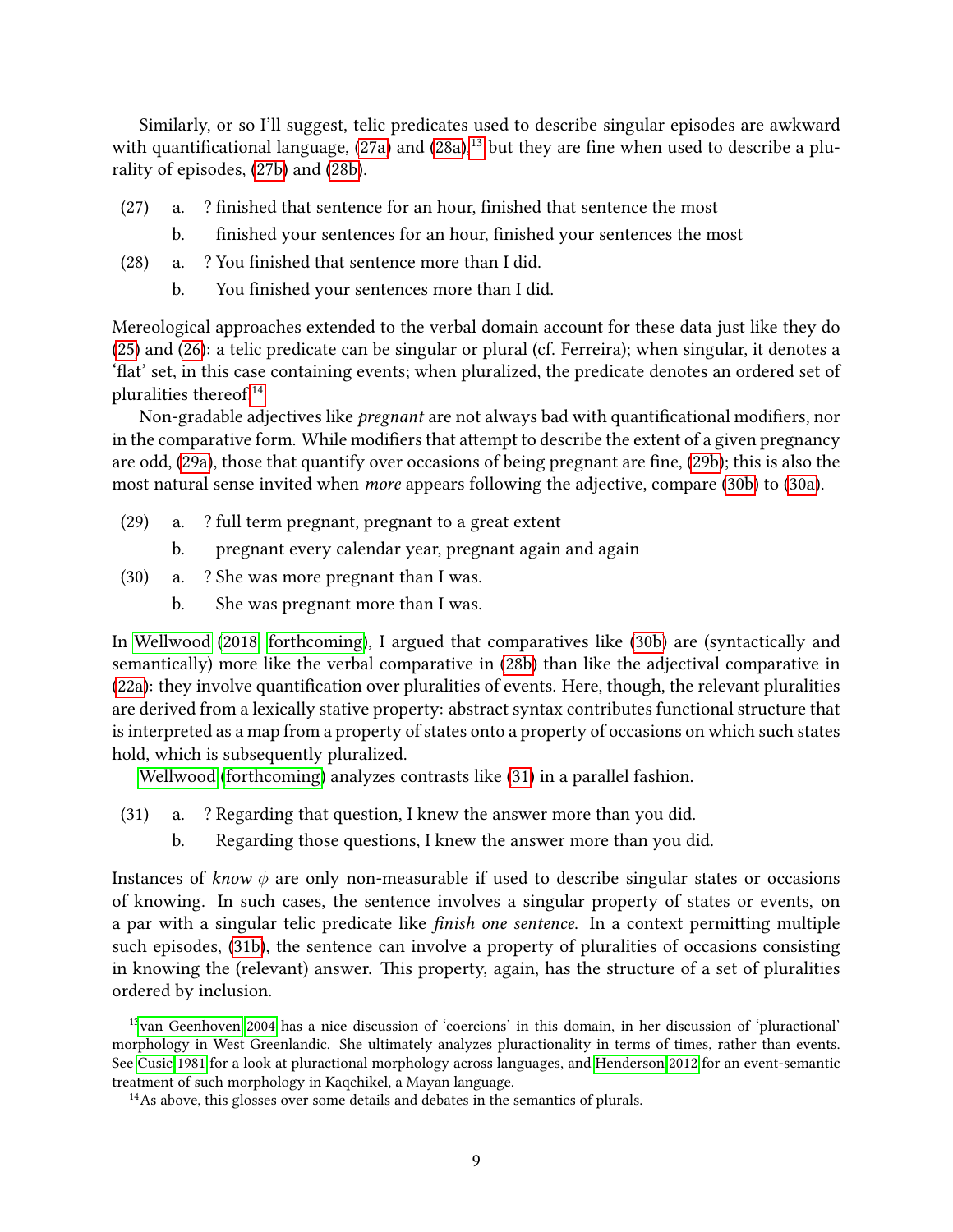Similarly, or so I'll suggest, telic predicates used to describe singular episodes are awkward with quantificational language, (27a) and (28a),[13] but they are fine when used to describe a plurality of episodes, (27b) and (28b).

(27) a. ? finished that sentence for an hour, finished that sentence the most

b. finished your sentences for an hour, finished your sentences the most

(28) a. ? You finished that sentence more than I did.

b. You finished your sentences more than I did.

Mereological approaches extended to the verbal domain account for these data just like they do (25) and (26): a telic predicate can be singular or plural (cf. Ferreira); when singular, it denotes a 'flat' set, in this case containing events; when pluralized, the predicate denotes an ordered set of pluralities thereof.[14]

Non-gradable adjectives like *pregnant* are not always bad with quantificational modifiers, nor in the comparative form. While modifiers that attempt to describe the extent of a given pregnancy are odd, (29a), those that quantify over occasions of being pregnant are fine, (29b); this is also the most natural sense invited when *more* appears following the adjective, compare (30b) to (30a).

(29) a. ? full term pregnant, pregnant to a great extent

b. pregnant every calendar year, pregnant again and again

(30) a. ? She was more pregnant than I was.

b. She was pregnant more than I was.

In Wellwood (2018, forthcoming), I argued that comparatives like (30b) are (syntactically and semantically) more like the verbal comparative in (28b) than like the adjectival comparative in (22a): they involve quantification over pluralities of events. Here, though, the relevant pluralities are derived from a lexically stative property: abstract syntax contributes functional structure that is interpreted as a map from a property of states onto a property of occasions on which such states hold, which is subsequently pluralized.

Wellwood (forthcoming) analyzes contrasts like (31) in a parallel fashion.

(31) a. ? Regarding that question, I knew the answer more than you did.

b. Regarding those questions, I knew the answer more than you did.

Instances of *know* $\phi$ are only non-measurable if used to describe singular states or occasions of knowing. In such cases, the sentence involves a singular property of states or events, on a par with a singular telic predicate like *finish one sentence*. In a context permitting multiple such episodes, (31b), the sentence can involve a property of pluralities of occasions consisting in knowing the (relevant) answer. This property, again, has the structure of a set of pluralities ordered by inclusion.

---

[13] van Geenhoven 2004 has a nice discussion of 'coercions' in this domain, in her discussion of 'pluractional' morphology in West Greenlandic. She ultimately analyzes pluractionality in terms of times, rather than events. See Cusic 1981 for a look at pluractional morphology across languages, and Henderson 2012 for an event-semantic treatment of such morphology in Kaqchikel, a Mayan language.

[14] As above, this glosses over some details and debates in the semantics of plurals.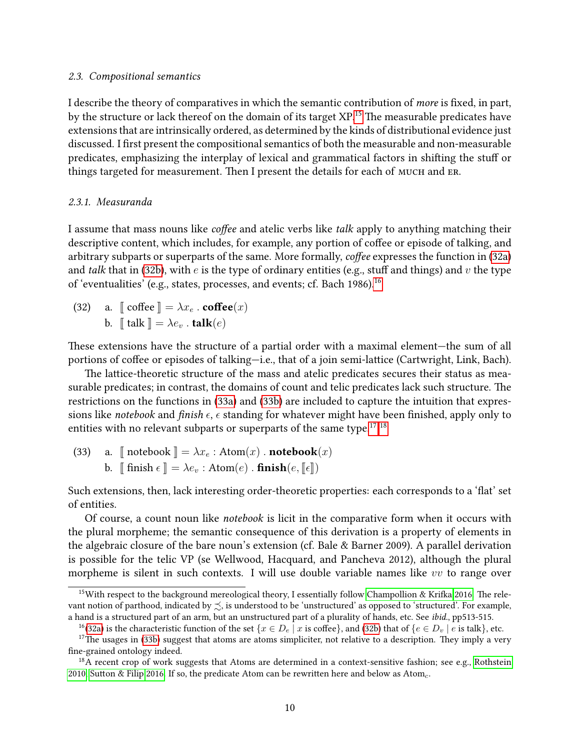*2.3. Compositional semantics*

I describe the theory of comparatives in which the semantic contribution of *more* is fixed, in part, by the structure or lack thereof on the domain of its target XP.[15] The measurable predicates have extensions that are intrinsically ordered, as determined by the kinds of distributional evidence just discussed. I first present the compositional semantics of both the measurable and non-measurable predicates, emphasizing the interplay of lexical and grammatical factors in shifting the stuff or things targeted for measurement. Then I present the details for each of MUCH and ER.

*2.3.1. Measuranda*

I assume that mass nouns like *coffee* and atelic verbs like *talk* apply to anything matching their descriptive content, which includes, for example, any portion of coffee or episode of talking, and arbitrary subparts or superparts of the same. More formally, *coffee* expresses the function in (32a) and *talk* that in (32b), with $e$ is the type of ordinary entities (e.g., stuff and things) and $v$ the type of 'eventualities' (e.g., states, processes, and events; cf. Bach 1986).[16]

(32) a. $[\![ \text{coffee} ]\!] = \lambda x_e \,.\, \textbf{coffee}(x)$
  b. $[\![ \text{talk} ]\!] = \lambda e_v \,.\, \textbf{talk}(e)$

These extensions have the structure of a partial order with a maximal element—the sum of all portions of coffee or episodes of talking—i.e., that of a join semi-lattice (Cartwright, Link, Bach).

The lattice-theoretic structure of the mass and atelic predicates secures their status as measurable predicates; in contrast, the domains of count and telic predicates lack such structure. The restrictions on the functions in (33a) and (33b) are included to capture the intuition that expressions like *notebook* and *finish* $\epsilon$, $\epsilon$ standing for whatever might have been finished, apply only to entities with no relevant subparts or superparts of the same type.[17],[18]

(33) a. $[\![ \text{notebook} ]\!] = \lambda x_e : \text{Atom}(x) \,.\, \textbf{notebook}(x)$
  b. $[\![ \text{finish } \epsilon ]\!] = \lambda e_v : \text{Atom}(e) \,.\, \textbf{finish}(e, [\![\epsilon]\!])$

Such extensions, then, lack interesting order-theoretic properties: each corresponds to a 'flat' set of entities.

Of course, a count noun like *notebook* is licit in the comparative form when it occurs with the plural morpheme; the semantic consequence of this derivation is a property of elements in the algebraic closure of the bare noun's extension (cf. Bale & Barner 2009). A parallel derivation is possible for the telic VP (se Wellwood, Hacquard, and Pancheva 2012), although the plural morpheme is silent in such contexts. I will use double variable names like $vv$ to range over

[15] With respect to the background mereological theory, I essentially follow Champollion & Krifka 2016. The relevant notion of parthood, indicated by $\precsim$, is understood to be 'unstructured' as opposed to 'structured'. For example, a hand is a structured part of an arm, but an unstructured part of a plurality of hands, etc. See *ibid.*, pp513-515.

[16] (32a) is the characteristic function of the set $\{x \in D_e \mid x \text{ is coffee}\}$, and (32b) that of $\{e \in D_v \mid e \text{ is talk}\}$, etc.

[17] The usages in (33b) suggest that atoms are atoms simpliciter, not relative to a description. They imply a very fine-grained ontology indeed.

[18] A recent crop of work suggests that Atoms are determined in a context-sensitive fashion; see e.g., Rothstein 2010, Sutton & Filip 2016. If so, the predicate Atom can be rewritten here and below as $\text{Atom}_c$.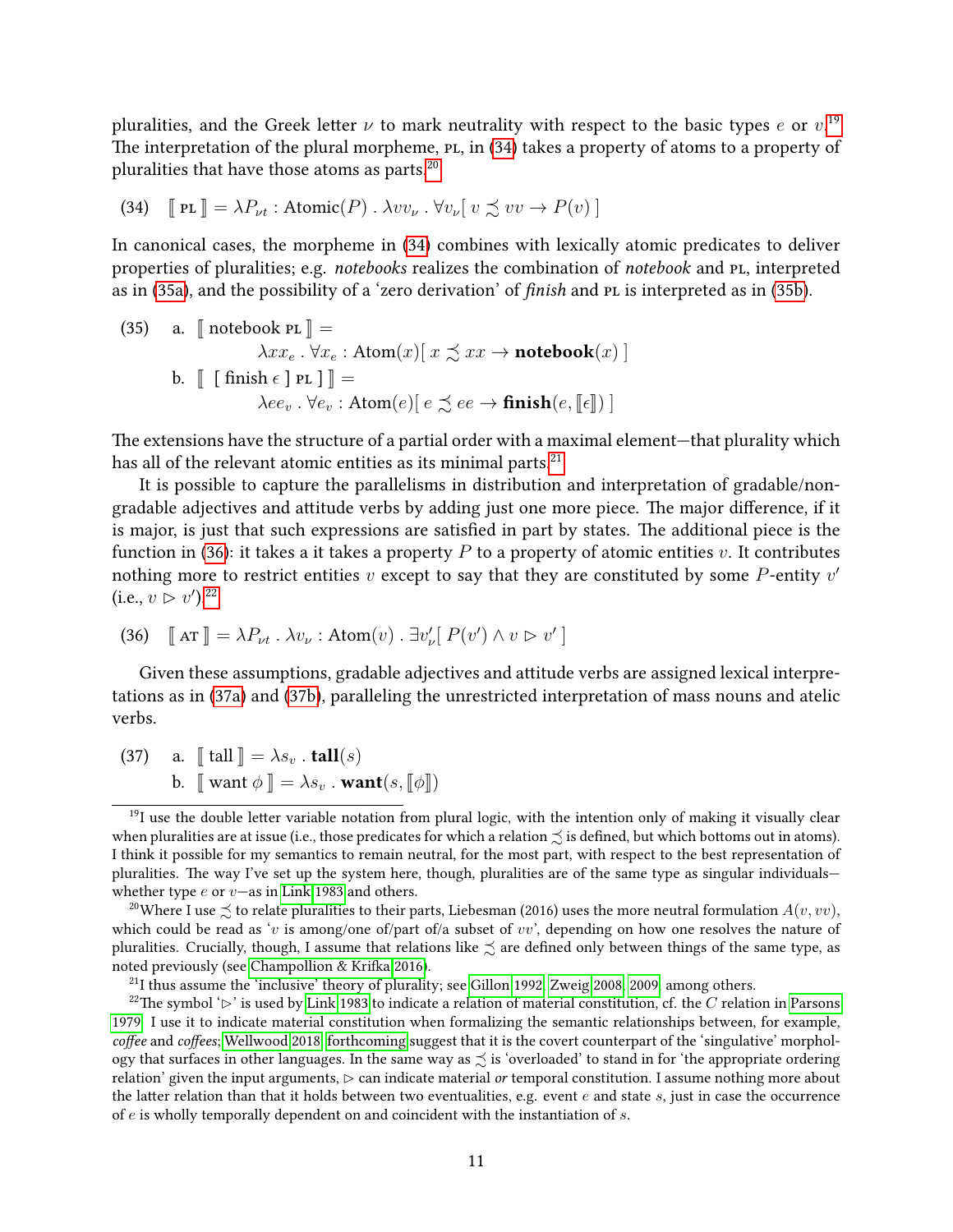pluralities, and the Greek letter $\nu$ to mark neutrality with respect to the basic types $e$ or $v$.[19] The interpretation of the plural morpheme, PL, in (34) takes a property of atoms to a property of pluralities that have those atoms as parts.[20]

(34) $[\![\ \text{PL}\ ]\!] = \lambda P_{\nu t} : \text{Atomic}(P) \ . \ \lambda vv_{\nu} \ . \ \forall v_{\nu}[\ v \precsim vv \rightarrow P(v)\ ]$

In canonical cases, the morpheme in (34) combines with lexically atomic predicates to deliver properties of pluralities; e.g. *notebooks* realizes the combination of *notebook* and PL, interpreted as in (35a), and the possibility of a 'zero derivation' of *finish* and PL is interpreted as in (35b).

(35) a. $[\![\ \text{notebook PL}\ ]\!] =$
$\lambda xx_e \ . \ \forall x_e : \text{Atom}(x)[\ x \precsim xx \rightarrow \textbf{notebook}(x)\ ]$

b. $[\![\ [\ \text{finish}\ \epsilon\ ]\ \text{PL}\ ]\!] =$
$\lambda ee_v \ . \ \forall e_v : \text{Atom}(e)[\ e \precsim ee \rightarrow \textbf{finish}(e, [\![\epsilon]\!])\ ]$

The extensions have the structure of a partial order with a maximal element—that plurality which has all of the relevant atomic entities as its minimal parts.[21]

It is possible to capture the parallelisms in distribution and interpretation of gradable/non-gradable adjectives and attitude verbs by adding just one more piece. The major difference, if it is major, is just that such expressions are satisfied in part by states. The additional piece is the function in (36): it takes a it takes a property $P$ to a property of atomic entities $v$. It contributes nothing more to restrict entities $v$ except to say that they are constituted by some $P$-entity $v'$ (i.e., $v \rhd v'$).[22]

(36) $[\![\ \text{AT}\ ]\!] = \lambda P_{\nu t} \ . \ \lambda v_{\nu} : \text{Atom}(v) \ . \ \exists v'_{\nu}[\ P(v') \wedge v \rhd v'\ ]$

Given these assumptions, gradable adjectives and attitude verbs are assigned lexical interpretations as in (37a) and (37b), paralleling the unrestricted interpretation of mass nouns and atelic verbs.

(37) a. $[\![\ \text{tall}\ ]\!] = \lambda s_v \ . \ \textbf{tall}(s)$

b. $[\![\ \text{want}\ \phi\ ]\!] = \lambda s_v \ . \ \textbf{want}(s, [\![\phi]\!])$

---

[19] I use the double letter variable notation from plural logic, with the intention only of making it visually clear when pluralities are at issue (i.e., those predicates for which a relation $\precsim$ is defined, but which bottoms out in atoms). I think it possible for my semantics to remain neutral, for the most part, with respect to the best representation of pluralities. The way I've set up the system here, though, pluralities are of the same type as singular individuals—whether type $e$ or $v$—as in Link 1983 and others.

[20] Where I use $\precsim$ to relate pluralities to their parts, Liebesman (2016) uses the more neutral formulation $A(v, vv)$, which could be read as '$v$ is among/one of/part of/a subset of $vv$', depending on how one resolves the nature of pluralities. Crucially, though, I assume that relations like $\precsim$ are defined only between things of the same type, as noted previously (see Champollion & Krifka 2016).

[21] I thus assume the 'inclusive' theory of plurality; see Gillon 1992, Zweig 2008, 2009, among others.

[22] The symbol '$\rhd$' is used by Link 1983 to indicate a relation of material constitution, cf. the $C$ relation in Parsons 1979. I use it to indicate material constitution when formalizing the semantic relationships between, for example, *coffee* and *coffees*; Wellwood 2018, forthcoming suggest that it is the covert counterpart of the 'singulative' morphology that surfaces in other languages. In the same way as $\precsim$ is 'overloaded' to stand in for 'the appropriate ordering relation' given the input arguments, $\rhd$ can indicate material *or* temporal constitution. I assume nothing more about the latter relation than that it holds between two eventualities, e.g. event $e$ and state $s$, just in case the occurrence of $e$ is wholly temporally dependent on and coincident with the instantiation of $s$.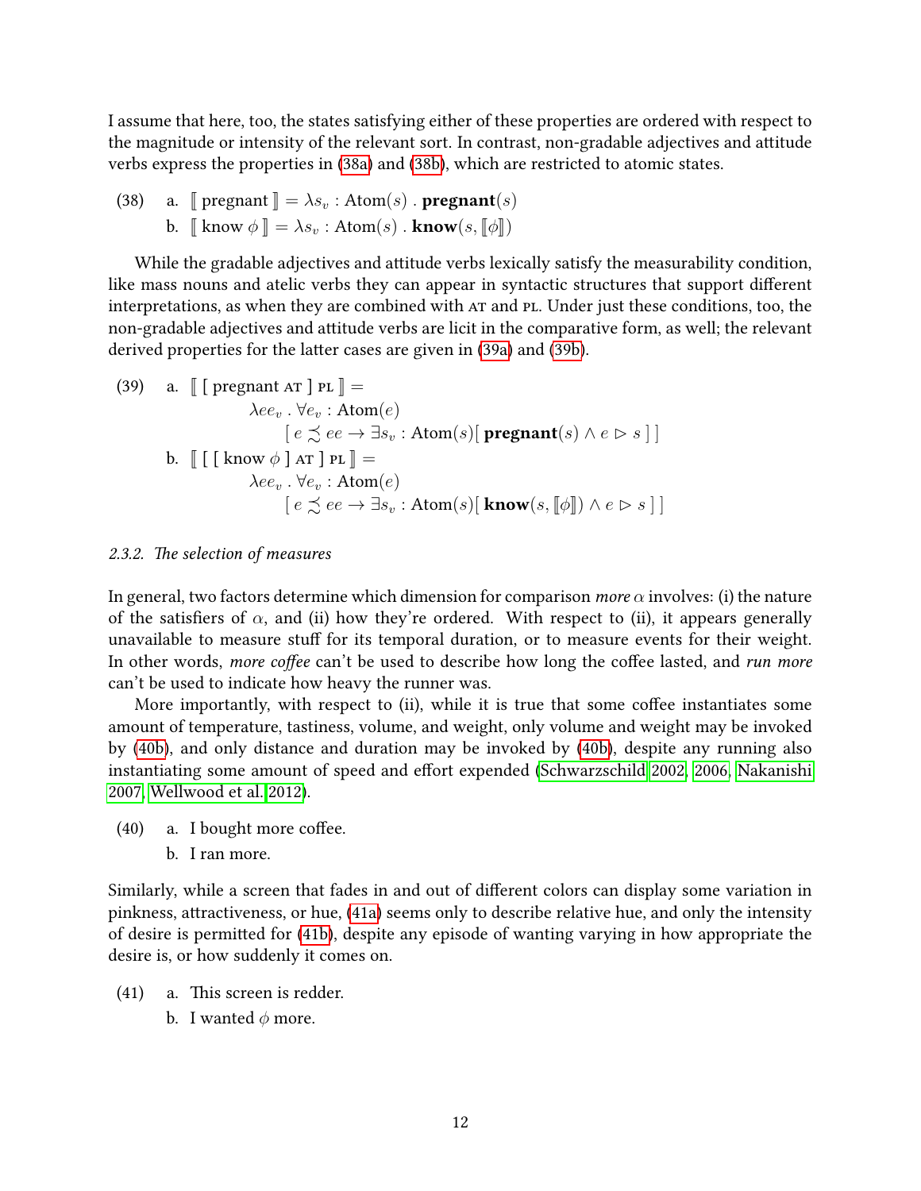I assume that here, too, the states satisfying either of these properties are ordered with respect to the magnitude or intensity of the relevant sort. In contrast, non-gradable adjectives and attitude verbs express the properties in (38a) and (38b), which are restricted to atomic states.

(38) a. $[\![ \text{pregnant} ]\!] = \lambda s_v : \text{Atom}(s) \,.\, \textbf{pregnant}(s)$

b. $[\![ \text{know } \phi ]\!] = \lambda s_v : \text{Atom}(s) \,.\, \textbf{know}(s, [\![\phi]\!])$

While the gradable adjectives and attitude verbs lexically satisfy the measurability condition, like mass nouns and atelic verbs they can appear in syntactic structures that support different interpretations, as when they are combined with AT and PL. Under just these conditions, too, the non-gradable adjectives and attitude verbs are licit in the comparative form, as well; the relevant derived properties for the latter cases are given in (39a) and (39b).

(39) a. $[\![ \text{[ pregnant AT ] PL} ]\!] =$
$$\lambda ee_v \,.\, \forall e_v : \text{Atom}(e) \, [\, e \precsim ee \rightarrow \exists s_v : \text{Atom}(s)[\, \textbf{pregnant}(s) \wedge e \rhd s \,]\,]$$

b. $[\![ \text{[ [ know } \phi \text{ ] AT ] PL} ]\!] =$
$$\lambda ee_v \,.\, \forall e_v : \text{Atom}(e) \, [\, e \precsim ee \rightarrow \exists s_v : \text{Atom}(s)[\, \textbf{know}(s, [\![\phi]\!]) \wedge e \rhd s \,]\,]$$

### 2.3.2. *The selection of measures*

In general, two factors determine which dimension for comparison *more* $\alpha$ involves: (i) the nature of the satisfiers of $\alpha$, and (ii) how they're ordered. With respect to (ii), it appears generally unavailable to measure stuff for its temporal duration, or to measure events for their weight. In other words, *more coffee* can't be used to describe how long the coffee lasted, and *run more* can't be used to indicate how heavy the runner was.

More importantly, with respect to (ii), while it is true that some coffee instantiates some amount of temperature, tastiness, volume, and weight, only volume and weight may be invoked by (40b), and only distance and duration may be invoked by (40b), despite any running also instantiating some amount of speed and effort expended (Schwarzschild 2002, 2006, Nakanishi 2007, Wellwood et al. 2012).

(40) a. I bought more coffee.

b. I ran more.

Similarly, while a screen that fades in and out of different colors can display some variation in pinkness, attractiveness, or hue, (41a) seems only to describe relative hue, and only the intensity of desire is permitted for (41b), despite any episode of wanting varying in how appropriate the desire is, or how suddenly it comes on.

(41) a. This screen is redder.

b. I wanted $\phi$ more.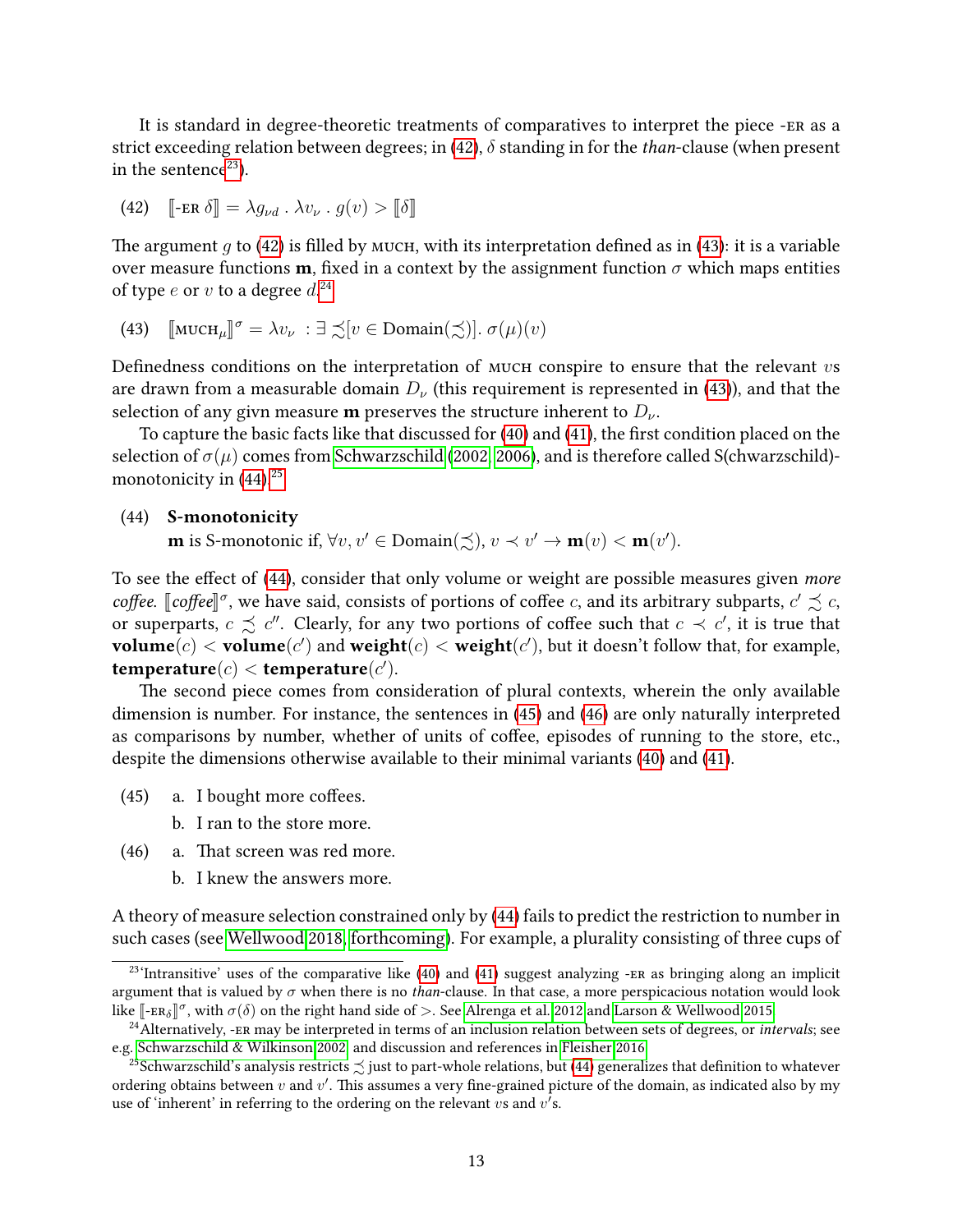It is standard in degree-theoretic treatments of comparatives to interpret the piece -ER as a strict exceeding relation between degrees; in (42), $\delta$ standing in for the *than*-clause (when present in the sentence[23]).

(42) $[\![\text{-ER } \delta]\!] = \lambda g_{\nu d} \,.\, \lambda v_{\nu} \,.\, g(v) > [\![\delta]\!]$

The argument $g$ to (42) is filled by MUCH, with its interpretation defined as in (43): it is a variable over measure functions **m**, fixed in a context by the assignment function $\sigma$ which maps entities of type $e$ or $v$ to a degree $d$.[24]

(43) $[\![\text{MUCH}_{\mu}]\!]^{\sigma} = \lambda v_{\nu} \;: \exists \precsim [v \in \text{Domain}(\precsim)].\; \sigma(\mu)(v)$

Definedness conditions on the interpretation of MUCH conspire to ensure that the relevant $v$s are drawn from a measurable domain $D_{\nu}$ (this requirement is represented in (43)), and that the selection of any givn measure **m** preserves the structure inherent to $D_{\nu}$.

To capture the basic facts like that discussed for (40) and (41), the first condition placed on the selection of $\sigma(\mu)$ comes from Schwarzschild (2002, 2006), and is therefore called S(chwarzschild)-monotonicity in (44).[25]

(44) **S-monotonicity**
**m** is S-monotonic if, $\forall v, v' \in \text{Domain}(\precsim),\; v \prec v' \rightarrow \mathbf{m}(v) < \mathbf{m}(v')$.

To see the effect of (44), consider that only volume or weight are possible measures given *more coffee*. $[\![\textit{coffee}]\!]^{\sigma}$, we have said, consists of portions of coffee $c$, and its arbitrary subparts, $c' \precsim c$, or superparts, $c \precsim c''$. Clearly, for any two portions of coffee such that $c \prec c'$, it is true that $\mathbf{volume}(c) < \mathbf{volume}(c')$ and $\mathbf{weight}(c) < \mathbf{weight}(c')$, but it doesn't follow that, for example, $\mathbf{temperature}(c) < \mathbf{temperature}(c')$.

The second piece comes from consideration of plural contexts, wherein the only available dimension is number. For instance, the sentences in (45) and (46) are only naturally interpreted as comparisons by number, whether of units of coffee, episodes of running to the store, etc., despite the dimensions otherwise available to their minimal variants (40) and (41).

(45) a. I bought more coffees.
b. I ran to the store more.

(46) a. That screen was red more.
b. I knew the answers more.

A theory of measure selection constrained only by (44) fails to predict the restriction to number in such cases (see Wellwood 2018, forthcoming). For example, a plurality consisting of three cups of

---

[23] 'Intransitive' uses of the comparative like (40) and (41) suggest analyzing -ER as bringing along an implicit argument that is valued by $\sigma$ when there is no *than*-clause. In that case, a more perspicacious notation would look like $[\![\text{-ER}_{\delta}]\!]^{\sigma}$, with $\sigma(\delta)$ on the right hand side of $>$. See Alrenga et al. 2012 and Larson & Wellwood 2015.

[24] Alternatively, -ER may be interpreted in terms of an inclusion relation between sets of degrees, or *intervals*; see e.g. Schwarzschild & Wilkinson 2002, and discussion and references in Fleisher 2016.

[25] Schwarzschild's analysis restricts $\precsim$ just to part-whole relations, but (44) generalizes that definition to whatever ordering obtains between $v$ and $v'$. This assumes a very fine-grained picture of the domain, as indicated also by my use of 'inherent' in referring to the ordering on the relevant $v$s and $v'$s.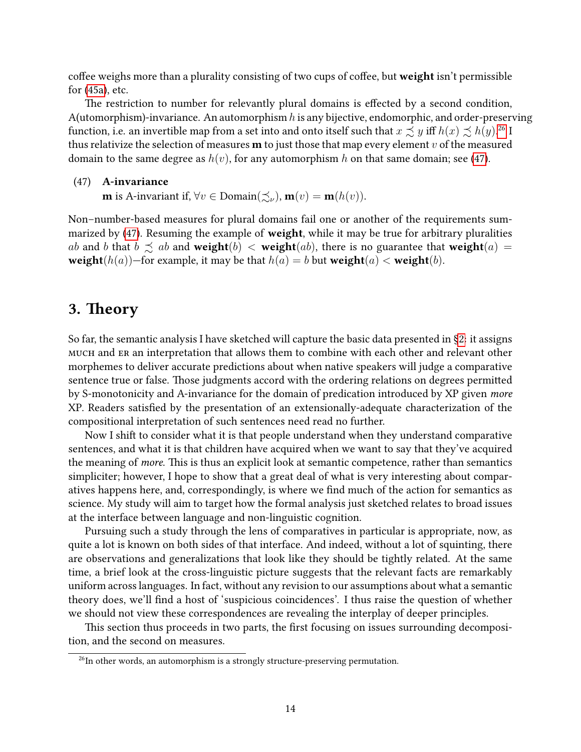coffee weighs more than a plurality consisting of two cups of coffee, but **weight** isn't permissible for (45a), etc.

The restriction to number for relevantly plural domains is effected by a second condition, A(utomorphism)-invariance. An automorphism $h$ is any bijective, endomorphic, and order-preserving function, i.e. an invertible map from a set into and onto itself such that $x \precsim y$ iff $h(x) \precsim h(y)$.[26] I thus relativize the selection of measures $\mathbf{m}$ to just those that map every element $v$ of the measured domain to the same degree as $h(v)$, for any automorphism $h$ on that same domain; see (47).

(47) **A-invariance**
$\mathbf{m}$ is A-invariant if, $\forall v \in \text{Domain}(\precsim_\nu)$, $\mathbf{m}(v) = \mathbf{m}(h(v))$.

Non–number-based measures for plural domains fail one or another of the requirements summarized by (47). Resuming the example of **weight**, while it may be true for arbitrary pluralities $ab$ and $b$ that $b \precsim ab$ and $\mathbf{weight}(b) < \mathbf{weight}(ab)$, there is no guarantee that $\mathbf{weight}(a) = \mathbf{weight}(h(a))$—for example, it may be that $h(a) = b$ but $\mathbf{weight}(a) < \mathbf{weight}(b)$.

## 3. Theory

So far, the semantic analysis I have sketched will capture the basic data presented in §2: it assigns MUCH and ER an interpretation that allows them to combine with each other and relevant other morphemes to deliver accurate predictions about when native speakers will judge a comparative sentence true or false. Those judgments accord with the ordering relations on degrees permitted by S-monotonicity and A-invariance for the domain of predication introduced by XP given *more* XP. Readers satisfied by the presentation of an extensionally-adequate characterization of the compositional interpretation of such sentences need read no further.

Now I shift to consider what it is that people understand when they understand comparative sentences, and what it is that children have acquired when we want to say that they've acquired the meaning of *more*. This is thus an explicit look at semantic competence, rather than semantics simpliciter; however, I hope to show that a great deal of what is very interesting about comparatives happens here, and, correspondingly, is where we find much of the action for semantics as science. My study will aim to target how the formal analysis just sketched relates to broad issues at the interface between language and non-linguistic cognition.

Pursuing such a study through the lens of comparatives in particular is appropriate, now, as quite a lot is known on both sides of that interface. And indeed, without a lot of squinting, there are observations and generalizations that look like they should be tightly related. At the same time, a brief look at the cross-linguistic picture suggests that the relevant facts are remarkably uniform across languages. In fact, without any revision to our assumptions about what a semantic theory does, we'll find a host of 'suspicious coincidences'. I thus raise the question of whether we should not view these correspondences are revealing the interplay of deeper principles.

This section thus proceeds in two parts, the first focusing on issues surrounding decomposition, and the second on measures.

[26] In other words, an automorphism is a strongly structure-preserving permutation.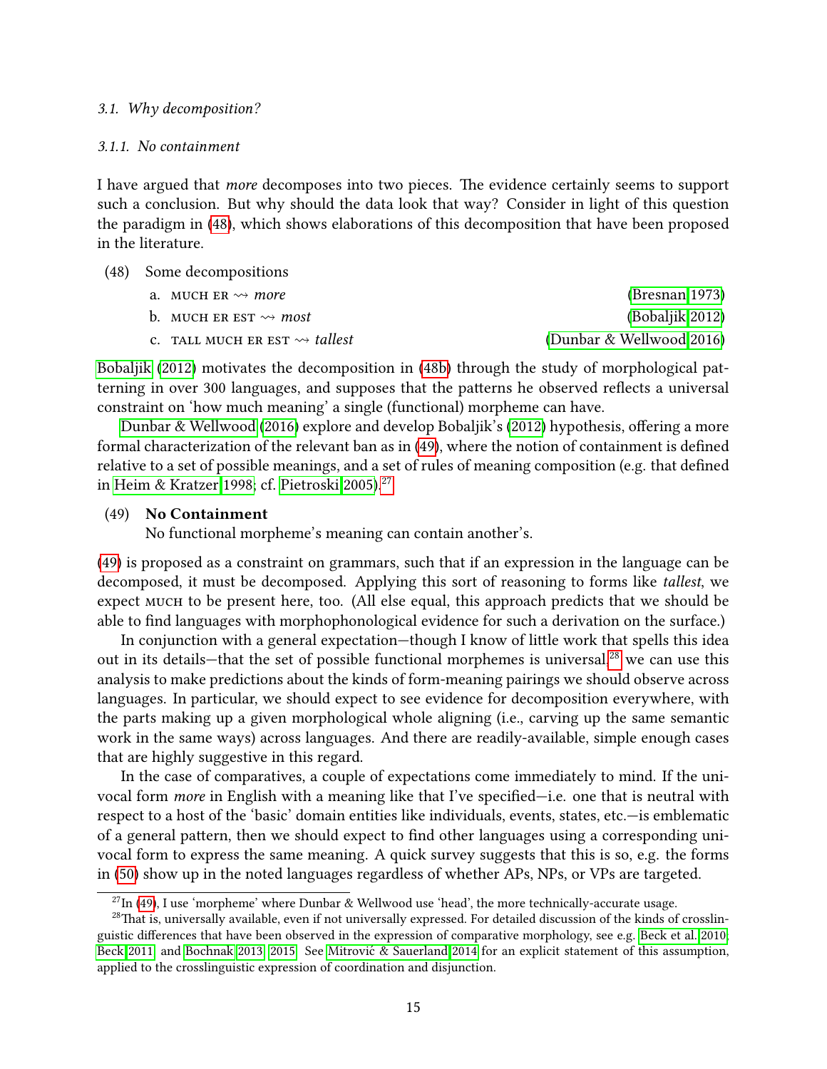*3.1. Why decomposition?*

*3.1.1. No containment*

I have argued that *more* decomposes into two pieces. The evidence certainly seems to support such a conclusion. But why should the data look that way? Consider in light of this question the paradigm in (48), which shows elaborations of this decomposition that have been proposed in the literature.

(48) Some decompositions

a. MUCH ER ⇝ *more* (Bresnan 1973)

b. MUCH ER EST ⇝ *most* (Bobaljik 2012)

c. TALL MUCH ER EST ⇝ *tallest* (Dunbar & Wellwood 2016)

Bobaljik (2012) motivates the decomposition in (48b) through the study of morphological patterning in over 300 languages, and supposes that the patterns he observed reflects a universal constraint on 'how much meaning' a single (functional) morpheme can have.

Dunbar & Wellwood (2016) explore and develop Bobaljik's (2012) hypothesis, offering a more formal characterization of the relevant ban as in (49), where the notion of containment is defined relative to a set of possible meanings, and a set of rules of meaning composition (e.g. that defined in Heim & Kratzer 1998; cf. Pietroski 2005).[27]

(49) **No Containment**
No functional morpheme's meaning can contain another's.

(49) is proposed as a constraint on grammars, such that if an expression in the language can be decomposed, it must be decomposed. Applying this sort of reasoning to forms like *tallest*, we expect MUCH to be present here, too. (All else equal, this approach predicts that we should be able to find languages with morphophonological evidence for such a derivation on the surface.)

In conjunction with a general expectation—though I know of little work that spells this idea out in its details—that the set of possible functional morphemes is universal,[28] we can use this analysis to make predictions about the kinds of form-meaning pairings we should observe across languages. In particular, we should expect to see evidence for decomposition everywhere, with the parts making up a given morphological whole aligning (i.e., carving up the same semantic work in the same ways) across languages. And there are readily-available, simple enough cases that are highly suggestive in this regard.

In the case of comparatives, a couple of expectations come immediately to mind. If the univocal form *more* in English with a meaning like that I've specified—i.e. one that is neutral with respect to a host of the 'basic' domain entities like individuals, events, states, etc.—is emblematic of a general pattern, then we should expect to find other languages using a corresponding univocal form to express the same meaning. A quick survey suggests that this is so, e.g. the forms in (50) show up in the noted languages regardless of whether APs, NPs, or VPs are targeted.

[27] In (49), I use 'morpheme' where Dunbar & Wellwood use 'head', the more technically-accurate usage.

[28] That is, universally available, even if not universally expressed. For detailed discussion of the kinds of crosslinguistic differences that have been observed in the expression of comparative morphology, see e.g. Beck et al. 2010, Beck 2011, and Bochnak 2013, 2015. See Mitrović & Sauerland 2014 for an explicit statement of this assumption, applied to the crosslinguistic expression of coordination and disjunction.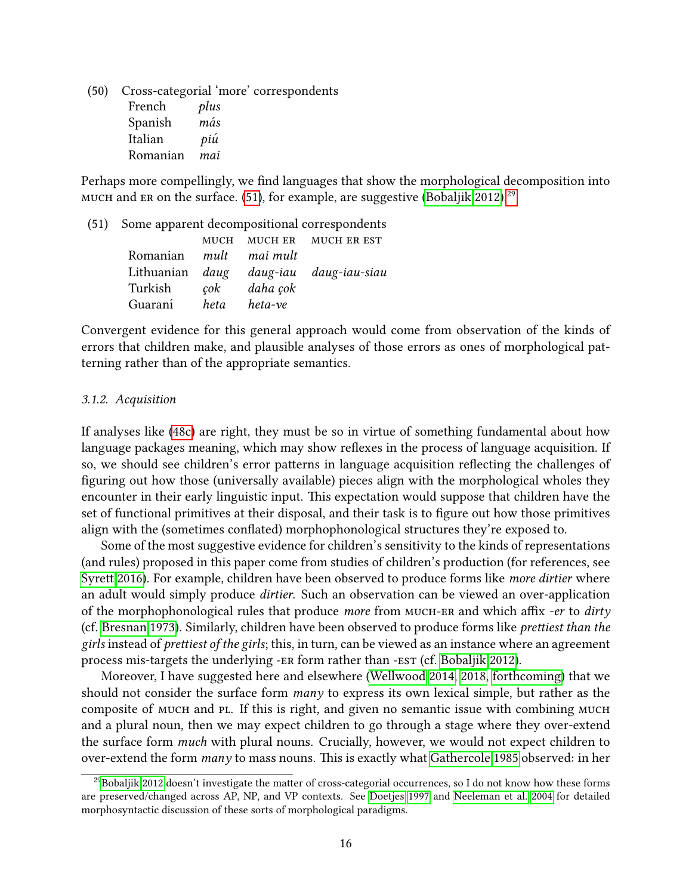(50) Cross-categorial 'more' correspondents

| | |
|---|---|
| French | *plus* |
| Spanish | *más* |
| Italian | *piú* |
| Romanian | *mai* |

Perhaps more compellingly, we find languages that show the morphological decomposition into MUCH and ER on the surface. (51), for example, are suggestive (Bobaljik 2012).[29]

(51) Some apparent decompositional correspondents

| | MUCH | MUCH ER | MUCH ER EST |
|---|---|---|---|
| Romanian | *mult* | *mai mult* | |
| Lithuanian | *daug* | *daug-iau* | *daug-iau-siau* |
| Turkish | *çok* | *daha çok* | |
| Guaraní | *heta* | *heta-ve* | |

Convergent evidence for this general approach would come from observation of the kinds of errors that children make, and plausible analyses of those errors as ones of morphological patterning rather than of the appropriate semantics.

#### *3.1.2. Acquisition*

If analyses like (48c) are right, they must be so in virtue of something fundamental about how language packages meaning, which may show reflexes in the process of language acquisition. If so, we should see children's error patterns in language acquisition reflecting the challenges of figuring out how those (universally available) pieces align with the morphological wholes they encounter in their early linguistic input. This expectation would suppose that children have the set of functional primitives at their disposal, and their task is to figure out how those primitives align with the (sometimes conflated) morphophonological structures they're exposed to.

Some of the most suggestive evidence for children's sensitivity to the kinds of representations (and rules) proposed in this paper come from studies of children's production (for references, see Syrett 2016). For example, children have been observed to produce forms like *more dirtier* where an adult would simply produce *dirtier*. Such an observation can be viewed an over-application of the morphophonological rules that produce *more* from MUCH-ER and which affix *-er* to *dirty* (cf. Bresnan 1973). Similarly, children have been observed to produce forms like *prettiest than the girls* instead of *prettiest of the girls*; this, in turn, can be viewed as an instance where an agreement process mis-targets the underlying -ER form rather than -EST (cf. Bobaljik 2012).

Moreover, I have suggested here and elsewhere (Wellwood 2014, 2018, forthcoming) that we should not consider the surface form *many* to express its own lexical simple, but rather as the composite of MUCH and PL. If this is right, and given no semantic issue with combining MUCH and a plural noun, then we may expect children to go through a stage where they over-extend the surface form *much* with plural nouns. Crucially, however, we would not expect children to over-extend the form *many* to mass nouns. This is exactly what Gathercole 1985 observed: in her

[29] Bobaljik 2012 doesn't investigate the matter of cross-categorial occurrences, so I do not know how these forms are preserved/changed across AP, NP, and VP contexts. See Doetjes 1997 and Neeleman et al. 2004 for detailed morphosyntactic discussion of these sorts of morphological paradigms.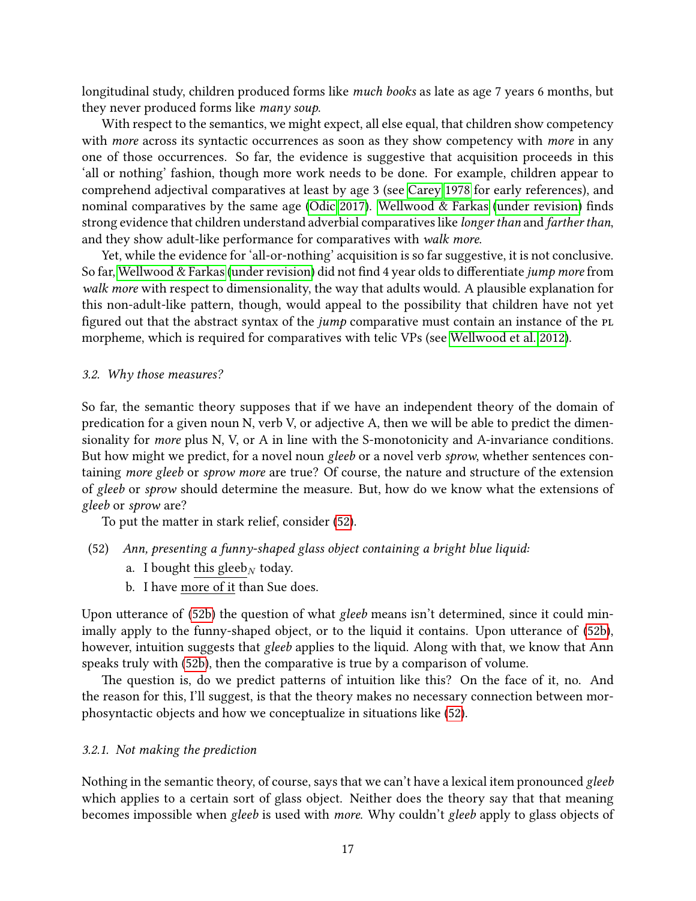longitudinal study, children produced forms like *much books* as late as age 7 years 6 months, but they never produced forms like *many soup*.

With respect to the semantics, we might expect, all else equal, that children show competency with *more* across its syntactic occurrences as soon as they show competency with *more* in any one of those occurrences. So far, the evidence is suggestive that acquisition proceeds in this 'all or nothing' fashion, though more work needs to be done. For example, children appear to comprehend adjectival comparatives at least by age 3 (see Carey 1978 for early references), and nominal comparatives by the same age (Odic 2017). Wellwood & Farkas (under revision) finds strong evidence that children understand adverbial comparatives like *longer than* and *farther than*, and they show adult-like performance for comparatives with *walk more*.

Yet, while the evidence for 'all-or-nothing' acquisition is so far suggestive, it is not conclusive. So far, Wellwood & Farkas (under revision) did not find 4 year olds to differentiate *jump more* from *walk more* with respect to dimensionality, the way that adults would. A plausible explanation for this non-adult-like pattern, though, would appeal to the possibility that children have not yet figured out that the abstract syntax of the *jump* comparative must contain an instance of the PL morpheme, which is required for comparatives with telic VPs (see Wellwood et al. 2012).

### 3.2. *Why those measures?*

So far, the semantic theory supposes that if we have an independent theory of the domain of predication for a given noun N, verb V, or adjective A, then we will be able to predict the dimensionality for *more* plus N, V, or A in line with the S-monotonicity and A-invariance conditions. But how might we predict, for a novel noun *gleeb* or a novel verb *sprow*, whether sentences containing *more gleeb* or *sprow more* are true? Of course, the nature and structure of the extension of *gleeb* or *sprow* should determine the measure. But, how do we know what the extensions of *gleeb* or *sprow* are?

To put the matter in stark relief, consider (52).

(52) *Ann, presenting a funny-shaped glass object containing a bright blue liquid:*
  a. I bought <u>this gleeb$_N$</u> today.
  b. I have <u>more of it</u> than Sue does.

Upon utterance of (52b) the question of what *gleeb* means isn't determined, since it could minimally apply to the funny-shaped object, or to the liquid it contains. Upon utterance of (52b), however, intuition suggests that *gleeb* applies to the liquid. Along with that, we know that Ann speaks truly with (52b), then the comparative is true by a comparison of volume.

The question is, do we predict patterns of intuition like this? On the face of it, no. And the reason for this, I'll suggest, is that the theory makes no necessary connection between morphosyntactic objects and how we conceptualize in situations like (52).

#### 3.2.1. *Not making the prediction*

Nothing in the semantic theory, of course, says that we can't have a lexical item pronounced *gleeb* which applies to a certain sort of glass object. Neither does the theory say that that meaning becomes impossible when *gleeb* is used with *more*. Why couldn't *gleeb* apply to glass objects of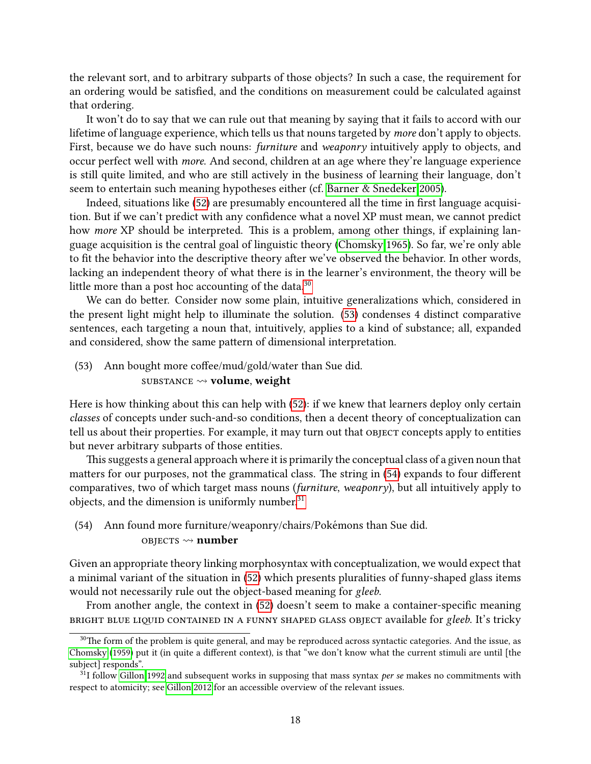the relevant sort, and to arbitrary subparts of those objects? In such a case, the requirement for an ordering would be satisfied, and the conditions on measurement could be calculated against that ordering.

It won't do to say that we can rule out that meaning by saying that it fails to accord with our lifetime of language experience, which tells us that nouns targeted by *more* don't apply to objects. First, because we do have such nouns: *furniture* and *weaponry* intuitively apply to objects, and occur perfect well with *more*. And second, children at an age where they're language experience is still quite limited, and who are still actively in the business of learning their language, don't seem to entertain such meaning hypotheses either (cf. Barner & Snedeker 2005).

Indeed, situations like (52) are presumably encountered all the time in first language acquisition. But if we can't predict with any confidence what a novel XP must mean, we cannot predict how *more* XP should be interpreted. This is a problem, among other things, if explaining language acquisition is the central goal of linguistic theory (Chomsky 1965). So far, we're only able to fit the behavior into the descriptive theory after we've observed the behavior. In other words, lacking an independent theory of what there is in the learner's environment, the theory will be little more than a post hoc accounting of the data.[30]

We can do better. Consider now some plain, intuitive generalizations which, considered in the present light might help to illuminate the solution. (53) condenses 4 distinct comparative sentences, each targeting a noun that, intuitively, applies to a kind of substance; all, expanded and considered, show the same pattern of dimensional interpretation.

(53) Ann bought more coffee/mud/gold/water than Sue did.
  SUBSTANCE ⇝ **volume**, **weight**

Here is how thinking about this can help with (52): if we knew that learners deploy only certain *classes* of concepts under such-and-so conditions, then a decent theory of conceptualization can tell us about their properties. For example, it may turn out that OBJECT concepts apply to entities but never arbitrary subparts of those entities.

This suggests a general approach where it is primarily the conceptual class of a given noun that matters for our purposes, not the grammatical class. The string in (54) expands to four different comparatives, two of which target mass nouns (*furniture*, *weaponry*), but all intuitively apply to objects, and the dimension is uniformly number.[31]

(54) Ann found more furniture/weaponry/chairs/Pokémons than Sue did.
  OBJECTS ⇝ **number**

Given an appropriate theory linking morphosyntax with conceptualization, we would expect that a minimal variant of the situation in (52) which presents pluralities of funny-shaped glass items would not necessarily rule out the object-based meaning for *gleeb*.

From another angle, the context in (52) doesn't seem to make a container-specific meaning BRIGHT BLUE LIQUID CONTAINED IN A FUNNY SHAPED GLASS OBJECT available for *gleeb*. It's tricky

---

[30] The form of the problem is quite general, and may be reproduced across syntactic categories. And the issue, as Chomsky (1959) put it (in quite a different context), is that "we don't know what the current stimuli are until [the subject] responds".

[31] I follow Gillon 1992 and subsequent works in supposing that mass syntax *per se* makes no commitments with respect to atomicity; see Gillon 2012 for an accessible overview of the relevant issues.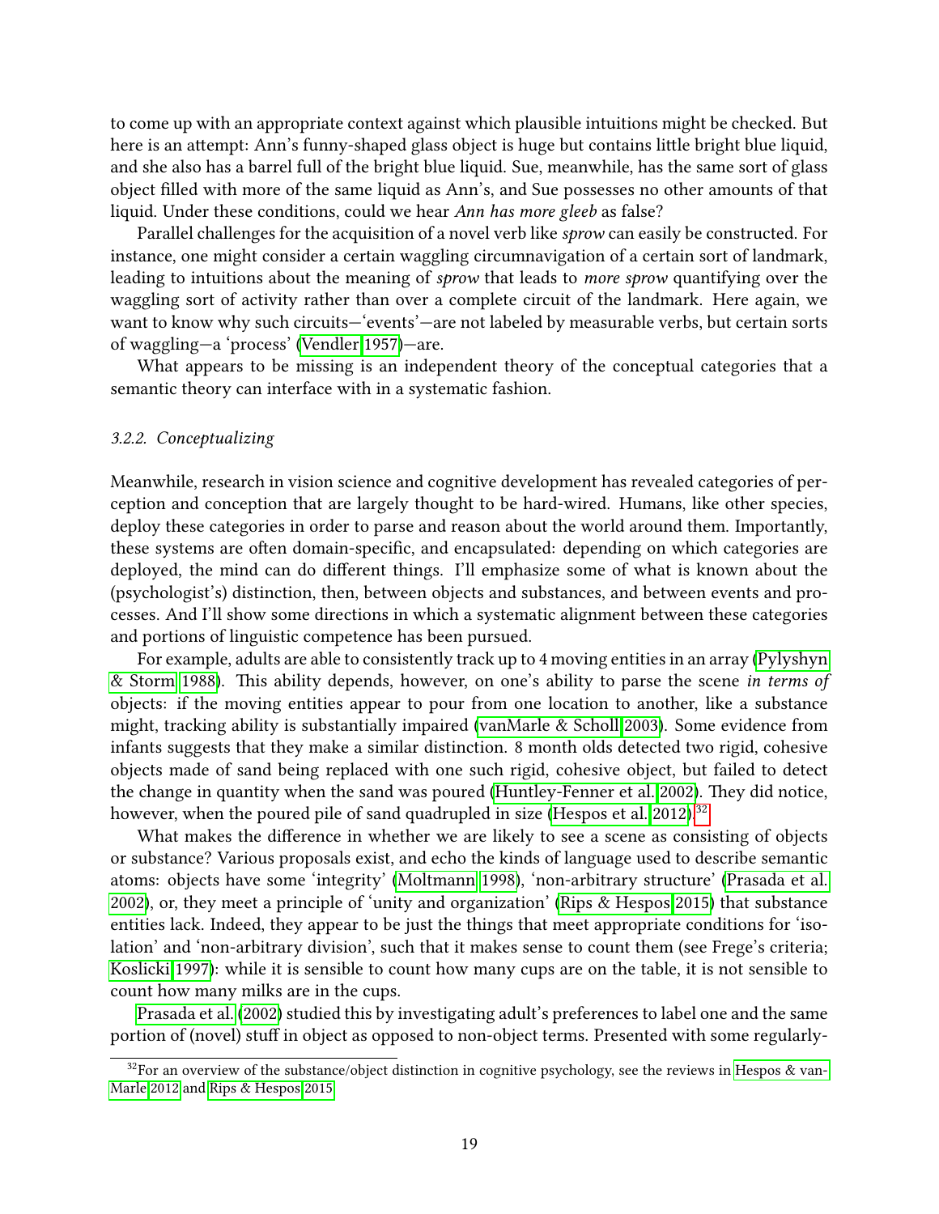to come up with an appropriate context against which plausible intuitions might be checked. But here is an attempt: Ann's funny-shaped glass object is huge but contains little bright blue liquid, and she also has a barrel full of the bright blue liquid. Sue, meanwhile, has the same sort of glass object filled with more of the same liquid as Ann's, and Sue possesses no other amounts of that liquid. Under these conditions, could we hear *Ann has more gleeb* as false?

Parallel challenges for the acquisition of a novel verb like *sprow* can easily be constructed. For instance, one might consider a certain waggling circumnavigation of a certain sort of landmark, leading to intuitions about the meaning of *sprow* that leads to *more sprow* quantifying over the waggling sort of activity rather than over a complete circuit of the landmark. Here again, we want to know why such circuits—'events'—are not labeled by measurable verbs, but certain sorts of waggling—a 'process' (Vendler 1957)—are.

What appears to be missing is an independent theory of the conceptual categories that a semantic theory can interface with in a systematic fashion.

### *3.2.2. Conceptualizing*

Meanwhile, research in vision science and cognitive development has revealed categories of perception and conception that are largely thought to be hard-wired. Humans, like other species, deploy these categories in order to parse and reason about the world around them. Importantly, these systems are often domain-specific, and encapsulated: depending on which categories are deployed, the mind can do different things. I'll emphasize some of what is known about the (psychologist's) distinction, then, between objects and substances, and between events and processes. And I'll show some directions in which a systematic alignment between these categories and portions of linguistic competence has been pursued.

For example, adults are able to consistently track up to 4 moving entities in an array (Pylyshyn & Storm 1988). This ability depends, however, on one's ability to parse the scene *in terms of* objects: if the moving entities appear to pour from one location to another, like a substance might, tracking ability is substantially impaired (vanMarle & Scholl 2003). Some evidence from infants suggests that they make a similar distinction. 8 month olds detected two rigid, cohesive objects made of sand being replaced with one such rigid, cohesive object, but failed to detect the change in quantity when the sand was poured (Huntley-Fenner et al. 2002). They did notice, however, when the poured pile of sand quadrupled in size (Hespos et al. 2012).[32]

What makes the difference in whether we are likely to see a scene as consisting of objects or substance? Various proposals exist, and echo the kinds of language used to describe semantic atoms: objects have some 'integrity' (Moltmann 1998), 'non-arbitrary structure' (Prasada et al. 2002), or, they meet a principle of 'unity and organization' (Rips & Hespos 2015) that substance entities lack. Indeed, they appear to be just the things that meet appropriate conditions for 'isolation' and 'non-arbitrary division', such that it makes sense to count them (see Frege's criteria; Koslicki 1997): while it is sensible to count how many cups are on the table, it is not sensible to count how many milks are in the cups.

Prasada et al. (2002) studied this by investigating adult's preferences to label one and the same portion of (novel) stuff in object as opposed to non-object terms. Presented with some regularly-

[32] For an overview of the substance/object distinction in cognitive psychology, see the reviews in Hespos & vanMarle 2012 and Rips & Hespos 2015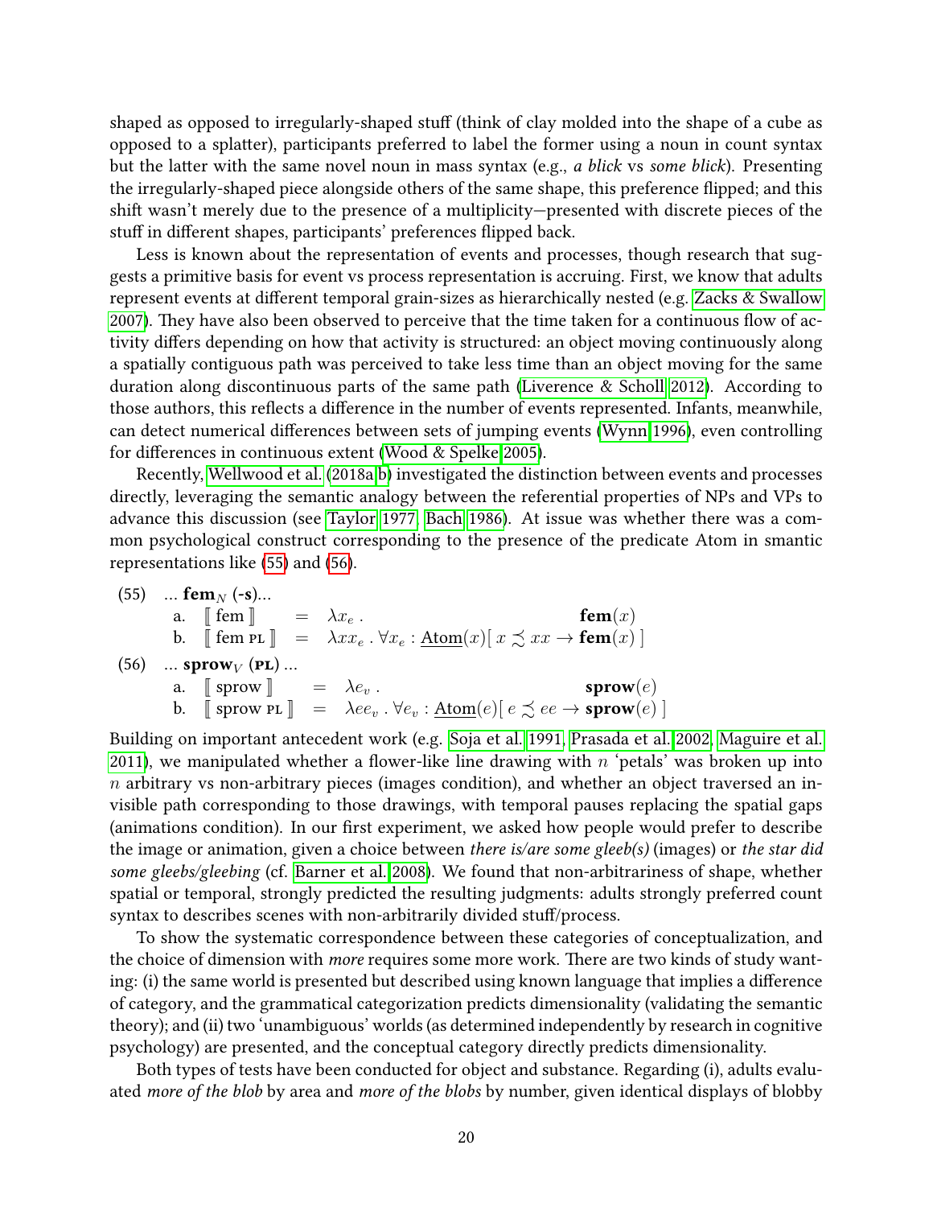shaped as opposed to irregularly-shaped stuff (think of clay molded into the shape of a cube as opposed to a splatter), participants preferred to label the former using a noun in count syntax but the latter with the same novel noun in mass syntax (e.g., *a blick* vs *some blick*). Presenting the irregularly-shaped piece alongside others of the same shape, this preference flipped; and this shift wasn't merely due to the presence of a multiplicity—presented with discrete pieces of the stuff in different shapes, participants' preferences flipped back.

Less is known about the representation of events and processes, though research that suggests a primitive basis for event vs process representation is accruing. First, we know that adults represent events at different temporal grain-sizes as hierarchically nested (e.g. Zacks & Swallow 2007). They have also been observed to perceive that the time taken for a continuous flow of activity differs depending on how that activity is structured: an object moving continuously along a spatially contiguous path was perceived to take less time than an object moving for the same duration along discontinuous parts of the same path (Liverence & Scholl 2012). According to those authors, this reflects a difference in the number of events represented. Infants, meanwhile, can detect numerical differences between sets of jumping events (Wynn 1996), even controlling for differences in continuous extent (Wood & Spelke 2005).

Recently, Wellwood et al. (2018a,b) investigated the distinction between events and processes directly, leveraging the semantic analogy between the referential properties of NPs and VPs to advance this discussion (see Taylor 1977, Bach 1986). At issue was whether there was a common psychological construct corresponding to the presence of the predicate Atom in smantic representations like (55) and (56).

(55) ... $\mathbf{fem}_N$ (**-s**)...

a. $[\![ \text{ fem } ]\!] \;=\; \lambda x_e \,.\; \mathbf{fem}(x)$

b. $[\![ \text{ fem PL } ]\!] \;=\; \lambda xx_e \,.\, \forall x_e : \underline{\text{Atom}}(x)[\, x \precsim xx \rightarrow \mathbf{fem}(x) \,]$

(56) ... $\mathbf{sprow}_V$ (**PL**) ...

a. $[\![ \text{ sprow } ]\!] \;=\; \lambda e_v \,.\; \mathbf{sprow}(e)$

b. $[\![ \text{ sprow PL } ]\!] \;=\; \lambda ee_v \,.\, \forall e_v : \underline{\text{Atom}}(e)[\, e \precsim ee \rightarrow \mathbf{sprow}(e) \,]$

Building on important antecedent work (e.g. Soja et al. 1991, Prasada et al. 2002, Maguire et al. 2011), we manipulated whether a flower-like line drawing with $n$ 'petals' was broken up into $n$ arbitrary vs non-arbitrary pieces (images condition), and whether an object traversed an invisible path corresponding to those drawings, with temporal pauses replacing the spatial gaps (animations condition). In our first experiment, we asked how people would prefer to describe the image or animation, given a choice between *there is/are some gleeb(s)* (images) or *the star did some gleebs/gleebing* (cf. Barner et al. 2008). We found that non-arbitrariness of shape, whether spatial or temporal, strongly predicted the resulting judgments: adults strongly preferred count syntax to describes scenes with non-arbitrarily divided stuff/process.

To show the systematic correspondence between these categories of conceptualization, and the choice of dimension with *more* requires some more work. There are two kinds of study wanting: (i) the same world is presented but described using known language that implies a difference of category, and the grammatical categorization predicts dimensionality (validating the semantic theory); and (ii) two 'unambiguous' worlds (as determined independently by research in cognitive psychology) are presented, and the conceptual category directly predicts dimensionality.

Both types of tests have been conducted for object and substance. Regarding (i), adults evaluated *more of the blob* by area and *more of the blobs* by number, given identical displays of blobby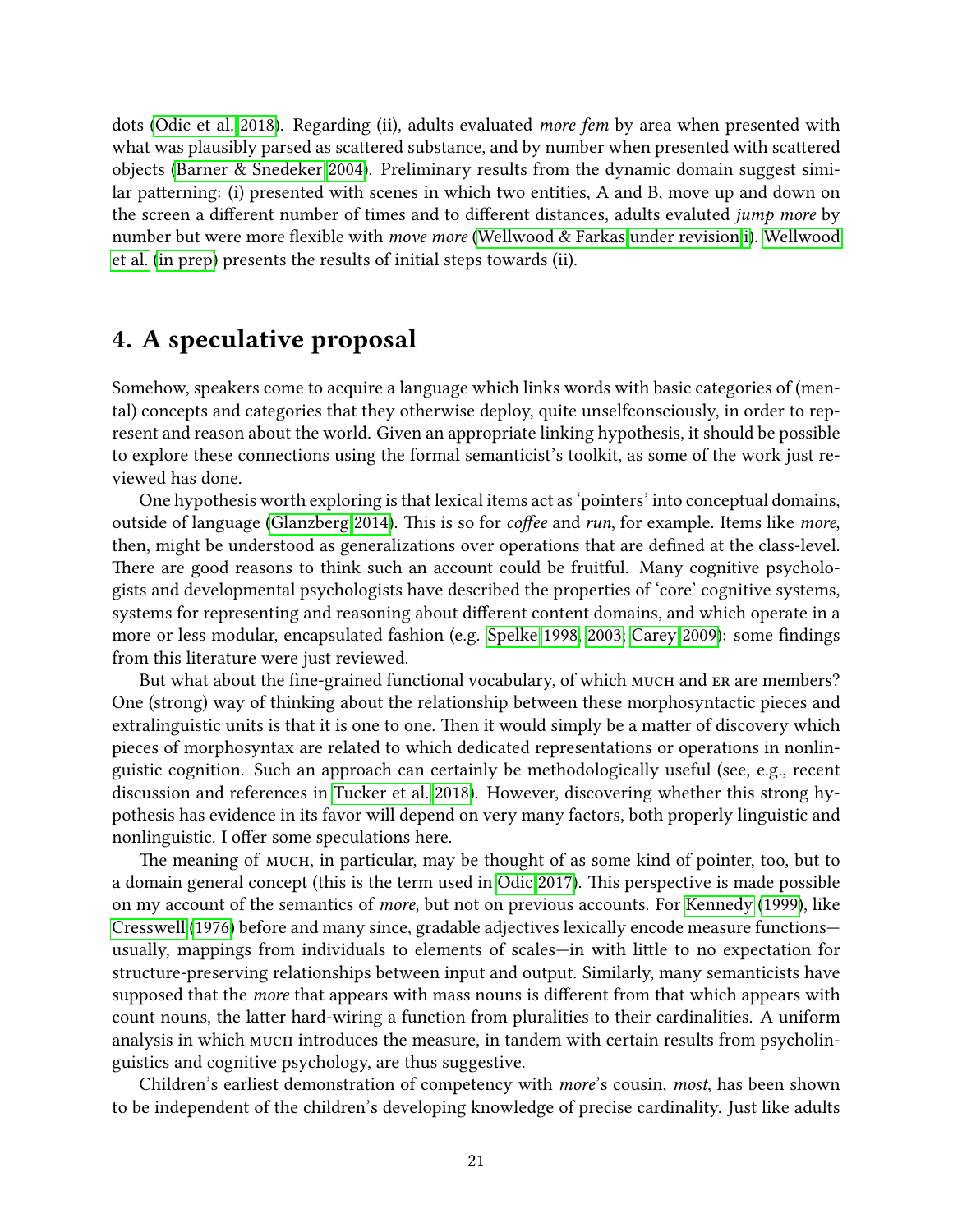dots (Odic et al. 2018). Regarding (ii), adults evaluated *more fem* by area when presented with what was plausibly parsed as scattered substance, and by number when presented with scattered objects (Barner & Snedeker 2004). Preliminary results from the dynamic domain suggest similar patterning: (i) presented with scenes in which two entities, A and B, move up and down on the screen a different number of times and to different distances, adults evaluted *jump more* by number but were more flexible with *move more* (Wellwood & Farkas under revision,i). Wellwood et al. (in prep) presents the results of initial steps towards (ii).

## 4. A speculative proposal

Somehow, speakers come to acquire a language which links words with basic categories of (mental) concepts and categories that they otherwise deploy, quite unselfconsciously, in order to represent and reason about the world. Given an appropriate linking hypothesis, it should be possible to explore these connections using the formal semanticist's toolkit, as some of the work just reviewed has done.

One hypothesis worth exploring is that lexical items act as 'pointers' into conceptual domains, outside of language (Glanzberg 2014). This is so for *coffee* and *run*, for example. Items like *more*, then, might be understood as generalizations over operations that are defined at the class-level. There are good reasons to think such an account could be fruitful. Many cognitive psychologists and developmental psychologists have described the properties of 'core' cognitive systems, systems for representing and reasoning about different content domains, and which operate in a more or less modular, encapsulated fashion (e.g. Spelke 1998, 2003; Carey 2009): some findings from this literature were just reviewed.

But what about the fine-grained functional vocabulary, of which MUCH and ER are members? One (strong) way of thinking about the relationship between these morphosyntactic pieces and extralinguistic units is that it is one to one. Then it would simply be a matter of discovery which pieces of morphosyntax are related to which dedicated representations or operations in nonlinguistic cognition. Such an approach can certainly be methodologically useful (see, e.g., recent discussion and references in Tucker et al. 2018). However, discovering whether this strong hypothesis has evidence in its favor will depend on very many factors, both properly linguistic and nonlinguistic. I offer some speculations here.

The meaning of MUCH, in particular, may be thought of as some kind of pointer, too, but to a domain general concept (this is the term used in Odic 2017). This perspective is made possible on my account of the semantics of *more*, but not on previous accounts. For Kennedy (1999), like Cresswell (1976) before and many since, gradable adjectives lexically encode measure functions—usually, mappings from individuals to elements of scales—in with little to no expectation for structure-preserving relationships between input and output. Similarly, many semanticists have supposed that the *more* that appears with mass nouns is different from that which appears with count nouns, the latter hard-wiring a function from pluralities to their cardinalities. A uniform analysis in which MUCH introduces the measure, in tandem with certain results from psycholinguistics and cognitive psychology, are thus suggestive.

Children's earliest demonstration of competency with *more*'s cousin, *most*, has been shown to be independent of the children's developing knowledge of precise cardinality. Just like adults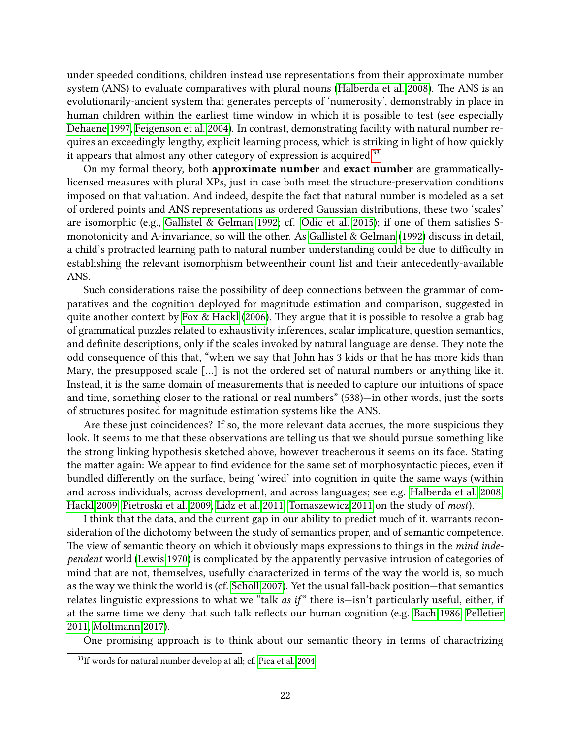under speeded conditions, children instead use representations from their approximate number system (ANS) to evaluate comparatives with plural nouns (Halberda et al. 2008). The ANS is an evolutionarily-ancient system that generates percepts of 'numerosity', demonstrably in place in human children within the earliest time window in which it is possible to test (see especially Dehaene 1997, Feigenson et al. 2004). In contrast, demonstrating facility with natural number requires an exceedingly lengthy, explicit learning process, which is striking in light of how quickly it appears that almost any other category of expression is acquired.[33]

On my formal theory, both **approximate number** and **exact number** are grammatically-licensed measures with plural XPs, just in case both meet the structure-preservation conditions imposed on that valuation. And indeed, despite the fact that natural number is modeled as a set of ordered points and ANS representations as ordered Gaussian distributions, these two 'scales' are isomorphic (e.g., Gallistel & Gelman 1992; cf. Odic et al. 2015); if one of them satisfies S-monotonicity and A-invariance, so will the other. As Gallistel & Gelman (1992) discuss in detail, a child's protracted learning path to natural number understanding could be due to difficulty in establishing the relevant isomorphism betweentheir count list and their antecedently-available ANS.

Such considerations raise the possibility of deep connections between the grammar of comparatives and the cognition deployed for magnitude estimation and comparison, suggested in quite another context by Fox & Hackl (2006). They argue that it is possible to resolve a grab bag of grammatical puzzles related to exhaustivity inferences, scalar implicature, question semantics, and definite descriptions, only if the scales invoked by natural language are dense. They note the odd consequence of this that, "when we say that John has 3 kids or that he has more kids than Mary, the presupposed scale [...] is not the ordered set of natural numbers or anything like it. Instead, it is the same domain of measurements that is needed to capture our intuitions of space and time, something closer to the rational or real numbers" (538)—in other words, just the sorts of structures posited for magnitude estimation systems like the ANS.

Are these just coincidences? If so, the more relevant data accrues, the more suspicious they look. It seems to me that these observations are telling us that we should pursue something like the strong linking hypothesis sketched above, however treacherous it seems on its face. Stating the matter again: We appear to find evidence for the same set of morphosyntactic pieces, even if bundled differently on the surface, being 'wired' into cognition in quite the same ways (within and across individuals, across development, and across languages; see e.g. Halberda et al. 2008, Hackl 2009, Pietroski et al. 2009, Lidz et al. 2011, Tomaszewicz 2011 on the study of *most*).

I think that the data, and the current gap in our ability to predict much of it, warrants reconsideration of the dichotomy between the study of semantics proper, and of semantic competence. The view of semantic theory on which it obviously maps expressions to things in the *mind independent* world (Lewis 1970) is complicated by the apparently pervasive intrusion of categories of mind that are not, themselves, usefully characterized in terms of the way the world is, so much as the way we think the world is (cf. Scholl 2007). Yet the usual fall-back position—that semantics relates linguistic expressions to what we "talk *as if*" there is—isn't particularly useful, either, if at the same time we deny that such talk reflects our human cognition (e.g. Bach 1986, Pelletier 2011, Moltmann 2017).

One promising approach is to think about our semantic theory in terms of charactrizing

[33] If words for natural number develop at all; cf. Pica et al. 2004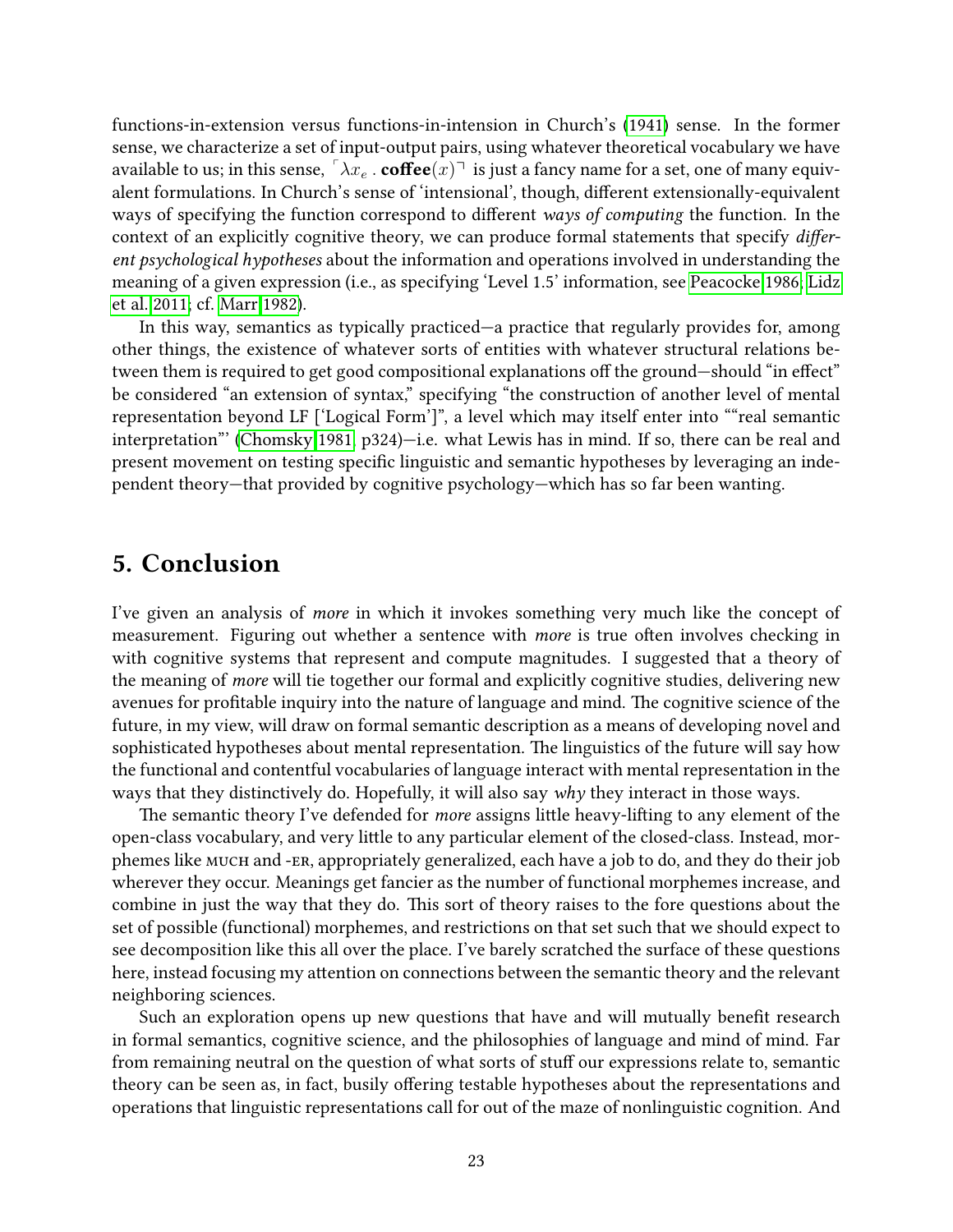functions-in-extension versus functions-in-intension in Church's (1941) sense. In the former sense, we characterize a set of input-output pairs, using whatever theoretical vocabulary we have available to us; in this sense, $\ulcorner \lambda x_e \,.\, \textbf{coffee}(x) \urcorner$ is just a fancy name for a set, one of many equivalent formulations. In Church's sense of 'intensional', though, different extensionally-equivalent ways of specifying the function correspond to different *ways of computing* the function. In the context of an explicitly cognitive theory, we can produce formal statements that specify *different psychological hypotheses* about the information and operations involved in understanding the meaning of a given expression (i.e., as specifying 'Level 1.5' information, see Peacocke 1986; Lidz et al. 2011; cf. Marr 1982).

In this way, semantics as typically practiced—a practice that regularly provides for, among other things, the existence of whatever sorts of entities with whatever structural relations between them is required to get good compositional explanations off the ground—should "in effect" be considered "an extension of syntax," specifying "the construction of another level of mental representation beyond LF ['Logical Form']", a level which may itself enter into ""real semantic interpretation"' (Chomsky 1981, p324)—i.e. what Lewis has in mind. If so, there can be real and present movement on testing specific linguistic and semantic hypotheses by leveraging an independent theory—that provided by cognitive psychology—which has so far been wanting.

## 5. Conclusion

I've given an analysis of *more* in which it invokes something very much like the concept of measurement. Figuring out whether a sentence with *more* is true often involves checking in with cognitive systems that represent and compute magnitudes. I suggested that a theory of the meaning of *more* will tie together our formal and explicitly cognitive studies, delivering new avenues for profitable inquiry into the nature of language and mind. The cognitive science of the future, in my view, will draw on formal semantic description as a means of developing novel and sophisticated hypotheses about mental representation. The linguistics of the future will say how the functional and contentful vocabularies of language interact with mental representation in the ways that they distinctively do. Hopefully, it will also say *why* they interact in those ways.

The semantic theory I've defended for *more* assigns little heavy-lifting to any element of the open-class vocabulary, and very little to any particular element of the closed-class. Instead, morphemes like MUCH and -ER, appropriately generalized, each have a job to do, and they do their job wherever they occur. Meanings get fancier as the number of functional morphemes increase, and combine in just the way that they do. This sort of theory raises to the fore questions about the set of possible (functional) morphemes, and restrictions on that set such that we should expect to see decomposition like this all over the place. I've barely scratched the surface of these questions here, instead focusing my attention on connections between the semantic theory and the relevant neighboring sciences.

Such an exploration opens up new questions that have and will mutually benefit research in formal semantics, cognitive science, and the philosophies of language and mind of mind. Far from remaining neutral on the question of what sorts of stuff our expressions relate to, semantic theory can be seen as, in fact, busily offering testable hypotheses about the representations and operations that linguistic representations call for out of the maze of nonlinguistic cognition. And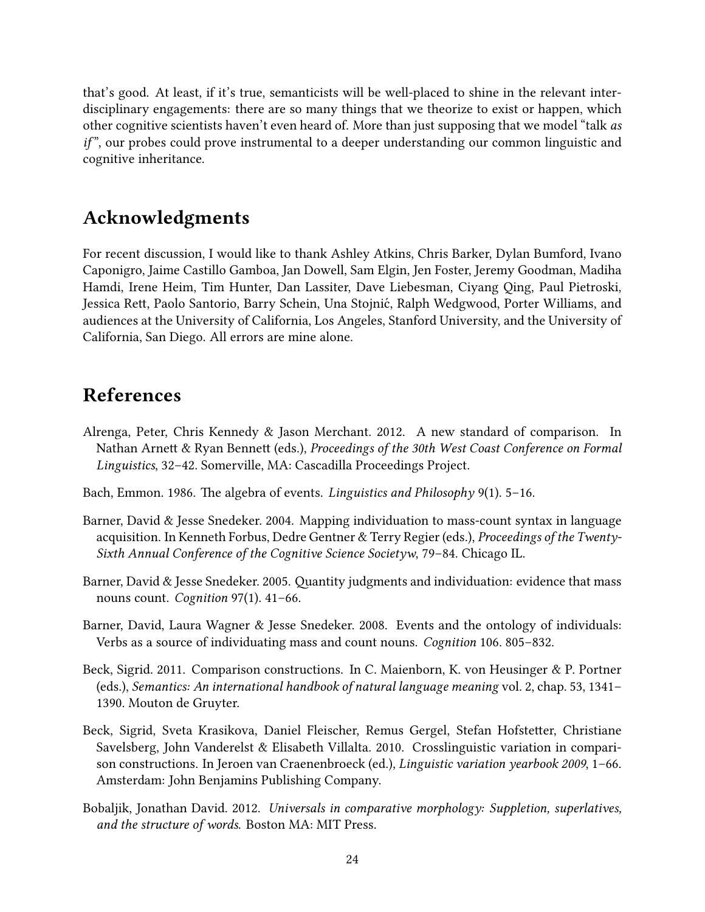that's good. At least, if it's true, semanticists will be well-placed to shine in the relevant interdisciplinary engagements: there are so many things that we theorize to exist or happen, which other cognitive scientists haven't even heard of. More than just supposing that we model "talk *as if*", our probes could prove instrumental to a deeper understanding our common linguistic and cognitive inheritance.

## Acknowledgments

For recent discussion, I would like to thank Ashley Atkins, Chris Barker, Dylan Bumford, Ivano Caponigro, Jaime Castillo Gamboa, Jan Dowell, Sam Elgin, Jen Foster, Jeremy Goodman, Madiha Hamdi, Irene Heim, Tim Hunter, Dan Lassiter, Dave Liebesman, Ciyang Qing, Paul Pietroski, Jessica Rett, Paolo Santorio, Barry Schein, Una Stojnić, Ralph Wedgwood, Porter Williams, and audiences at the University of California, Los Angeles, Stanford University, and the University of California, San Diego. All errors are mine alone.

## References

Alrenga, Peter, Chris Kennedy & Jason Merchant. 2012. A new standard of comparison. In Nathan Arnett & Ryan Bennett (eds.), *Proceedings of the 30th West Coast Conference on Formal Linguistics*, 32–42. Somerville, MA: Cascadilla Proceedings Project.

Bach, Emmon. 1986. The algebra of events. *Linguistics and Philosophy* 9(1). 5–16.

Barner, David & Jesse Snedeker. 2004. Mapping individuation to mass-count syntax in language acquisition. In Kenneth Forbus, Dedre Gentner & Terry Regier (eds.), *Proceedings of the Twenty-Sixth Annual Conference of the Cognitive Science Societyw*, 79–84. Chicago IL.

Barner, David & Jesse Snedeker. 2005. Quantity judgments and individuation: evidence that mass nouns count. *Cognition* 97(1). 41–66.

Barner, David, Laura Wagner & Jesse Snedeker. 2008. Events and the ontology of individuals: Verbs as a source of individuating mass and count nouns. *Cognition* 106. 805–832.

Beck, Sigrid. 2011. Comparison constructions. In C. Maienborn, K. von Heusinger & P. Portner (eds.), *Semantics: An international handbook of natural language meaning* vol. 2, chap. 53, 1341–1390. Mouton de Gruyter.

Beck, Sigrid, Sveta Krasikova, Daniel Fleischer, Remus Gergel, Stefan Hofstetter, Christiane Savelsberg, John Vanderelst & Elisabeth Villalta. 2010. Crosslinguistic variation in comparison constructions. In Jeroen van Craenenbroeck (ed.), *Linguistic variation yearbook 2009*, 1–66. Amsterdam: John Benjamins Publishing Company.

Bobaljik, Jonathan David. 2012. *Universals in comparative morphology: Suppletion, superlatives, and the structure of words*. Boston MA: MIT Press.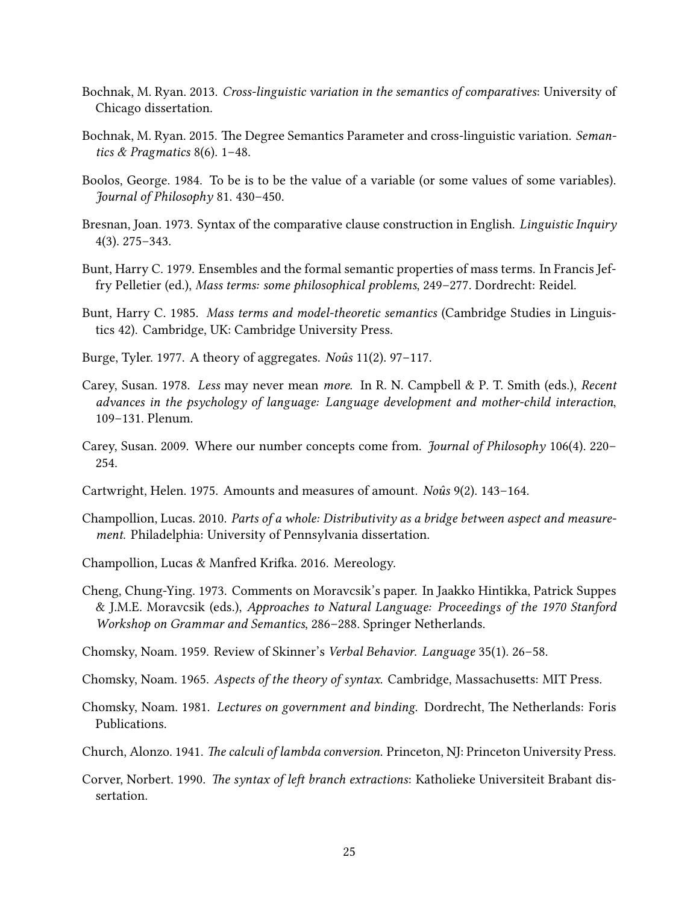Bochnak, M. Ryan. 2013. *Cross-linguistic variation in the semantics of comparatives*: University of Chicago dissertation.

Bochnak, M. Ryan. 2015. The Degree Semantics Parameter and cross-linguistic variation. *Semantics & Pragmatics* 8(6). 1–48.

Boolos, George. 1984. To be is to be the value of a variable (or some values of some variables). *Journal of Philosophy* 81. 430–450.

Bresnan, Joan. 1973. Syntax of the comparative clause construction in English. *Linguistic Inquiry* 4(3). 275–343.

Bunt, Harry C. 1979. Ensembles and the formal semantic properties of mass terms. In Francis Jeffry Pelletier (ed.), *Mass terms: some philosophical problems*, 249–277. Dordrecht: Reidel.

Bunt, Harry C. 1985. *Mass terms and model-theoretic semantics* (Cambridge Studies in Linguistics 42). Cambridge, UK: Cambridge University Press.

Burge, Tyler. 1977. A theory of aggregates. *Noûs* 11(2). 97–117.

Carey, Susan. 1978. *Less* may never mean *more*. In R. N. Campbell & P. T. Smith (eds.), *Recent advances in the psychology of language: Language development and mother-child interaction*, 109–131. Plenum.

Carey, Susan. 2009. Where our number concepts come from. *Journal of Philosophy* 106(4). 220–254.

Cartwright, Helen. 1975. Amounts and measures of amount. *Noûs* 9(2). 143–164.

Champollion, Lucas. 2010. *Parts of a whole: Distributivity as a bridge between aspect and measurement*. Philadelphia: University of Pennsylvania dissertation.

Champollion, Lucas & Manfred Krifka. 2016. Mereology.

Cheng, Chung-Ying. 1973. Comments on Moravcsik's paper. In Jaakko Hintikka, Patrick Suppes & J.M.E. Moravcsik (eds.), *Approaches to Natural Language: Proceedings of the 1970 Stanford Workshop on Grammar and Semantics*, 286–288. Springer Netherlands.

Chomsky, Noam. 1959. Review of Skinner's *Verbal Behavior*. *Language* 35(1). 26–58.

Chomsky, Noam. 1965. *Aspects of the theory of syntax*. Cambridge, Massachusetts: MIT Press.

Chomsky, Noam. 1981. *Lectures on government and binding*. Dordrecht, The Netherlands: Foris Publications.

Church, Alonzo. 1941. *The calculi of lambda conversion*. Princeton, NJ: Princeton University Press.

Corver, Norbert. 1990. *The syntax of left branch extractions*: Katholieke Universiteit Brabant dissertation.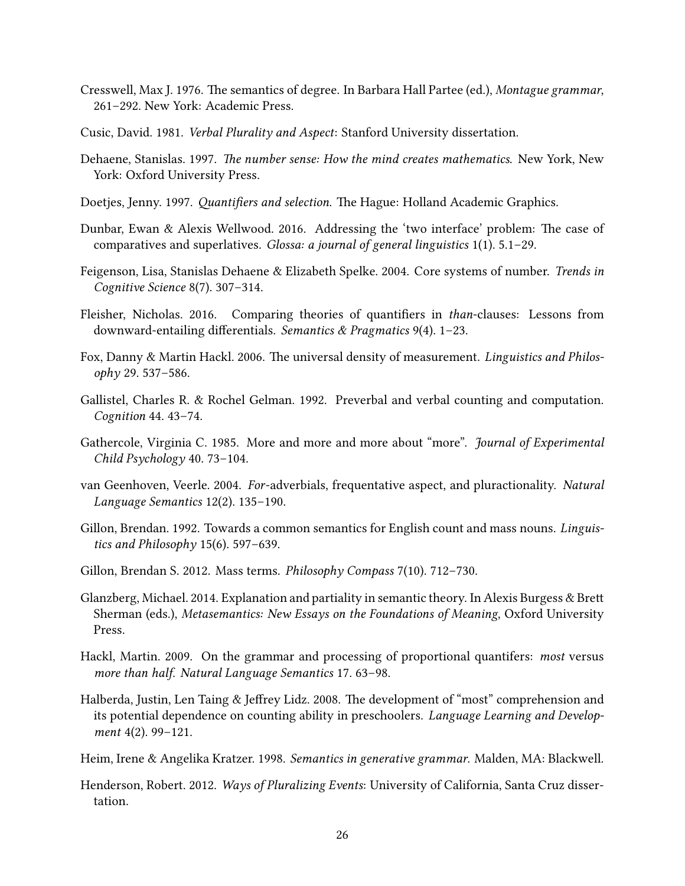Cresswell, Max J. 1976. The semantics of degree. In Barbara Hall Partee (ed.), *Montague grammar*, 261–292. New York: Academic Press.

Cusic, David. 1981. *Verbal Plurality and Aspect*: Stanford University dissertation.

Dehaene, Stanislas. 1997. *The number sense: How the mind creates mathematics.* New York, New York: Oxford University Press.

Doetjes, Jenny. 1997. *Quantifiers and selection.* The Hague: Holland Academic Graphics.

Dunbar, Ewan & Alexis Wellwood. 2016. Addressing the 'two interface' problem: The case of comparatives and superlatives. *Glossa: a journal of general linguistics* 1(1). 5.1–29.

Feigenson, Lisa, Stanislas Dehaene & Elizabeth Spelke. 2004. Core systems of number. *Trends in Cognitive Science* 8(7). 307–314.

Fleisher, Nicholas. 2016. Comparing theories of quantifiers in *than*-clauses: Lessons from downward-entailing differentials. *Semantics & Pragmatics* 9(4). 1–23.

Fox, Danny & Martin Hackl. 2006. The universal density of measurement. *Linguistics and Philosophy* 29. 537–586.

Gallistel, Charles R. & Rochel Gelman. 1992. Preverbal and verbal counting and computation. *Cognition* 44. 43–74.

Gathercole, Virginia C. 1985. More and more and more about "more". *Journal of Experimental Child Psychology* 40. 73–104.

van Geenhoven, Veerle. 2004. *For*-adverbials, frequentative aspect, and pluractionality. *Natural Language Semantics* 12(2). 135–190.

Gillon, Brendan. 1992. Towards a common semantics for English count and mass nouns. *Linguistics and Philosophy* 15(6). 597–639.

Gillon, Brendan S. 2012. Mass terms. *Philosophy Compass* 7(10). 712–730.

Glanzberg, Michael. 2014. Explanation and partiality in semantic theory. In Alexis Burgess & Brett Sherman (eds.), *Metasemantics: New Essays on the Foundations of Meaning*, Oxford University Press.

Hackl, Martin. 2009. On the grammar and processing of proportional quantifers: *most* versus *more than half*. *Natural Language Semantics* 17. 63–98.

Halberda, Justin, Len Taing & Jeffrey Lidz. 2008. The development of "most" comprehension and its potential dependence on counting ability in preschoolers. *Language Learning and Development* 4(2). 99–121.

Heim, Irene & Angelika Kratzer. 1998. *Semantics in generative grammar.* Malden, MA: Blackwell.

Henderson, Robert. 2012. *Ways of Pluralizing Events*: University of California, Santa Cruz dissertation.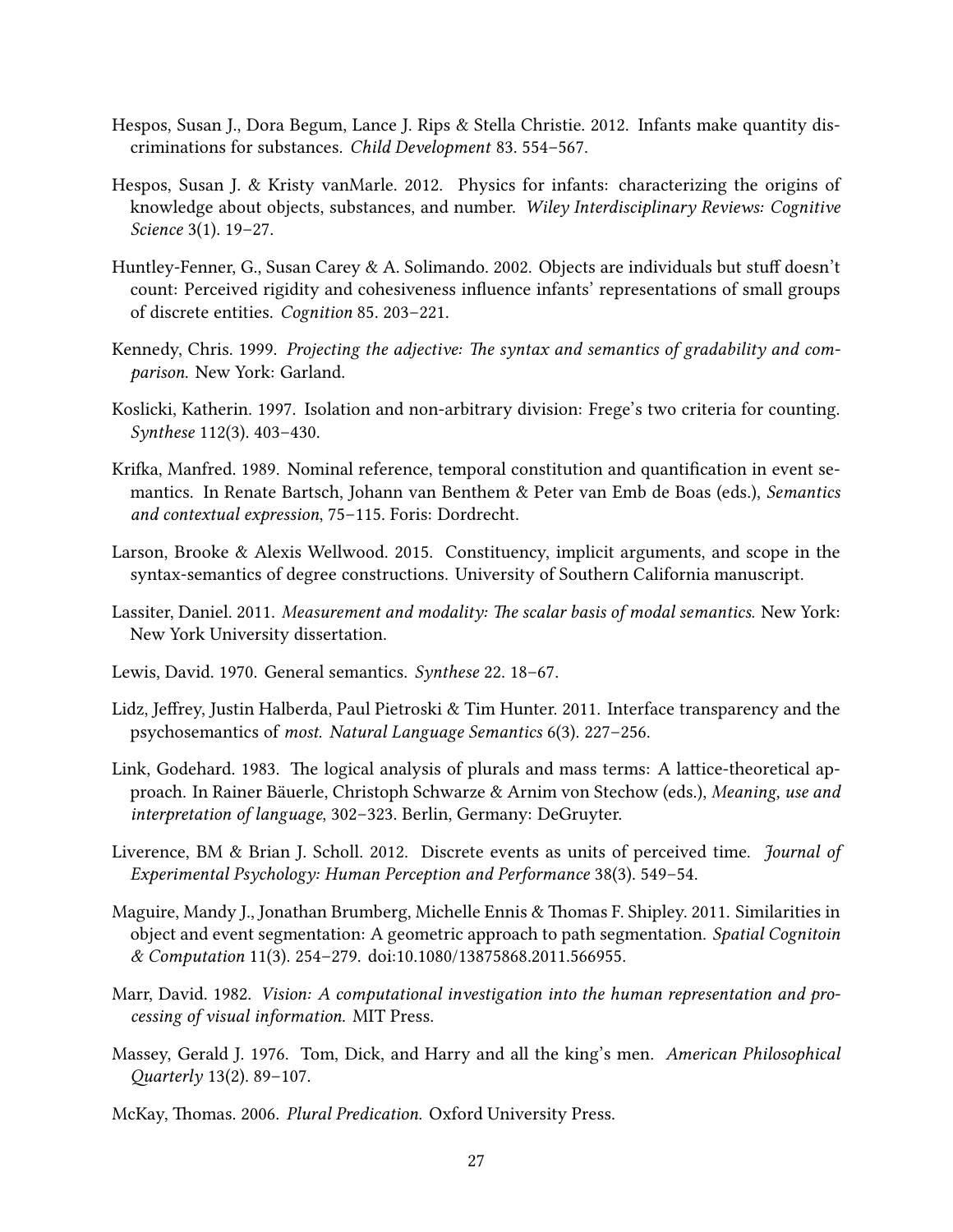Hespos, Susan J., Dora Begum, Lance J. Rips & Stella Christie. 2012. Infants make quantity discriminations for substances. *Child Development* 83. 554–567.

Hespos, Susan J. & Kristy vanMarle. 2012. Physics for infants: characterizing the origins of knowledge about objects, substances, and number. *Wiley Interdisciplinary Reviews: Cognitive Science* 3(1). 19–27.

Huntley-Fenner, G., Susan Carey & A. Solimando. 2002. Objects are individuals but stuff doesn't count: Perceived rigidity and cohesiveness influence infants' representations of small groups of discrete entities. *Cognition* 85. 203–221.

Kennedy, Chris. 1999. *Projecting the adjective: The syntax and semantics of gradability and comparison.* New York: Garland.

Koslicki, Katherin. 1997. Isolation and non-arbitrary division: Frege's two criteria for counting. *Synthese* 112(3). 403–430.

Krifka, Manfred. 1989. Nominal reference, temporal constitution and quantification in event semantics. In Renate Bartsch, Johann van Benthem & Peter van Emb de Boas (eds.), *Semantics and contextual expression*, 75–115. Foris: Dordrecht.

Larson, Brooke & Alexis Wellwood. 2015. Constituency, implicit arguments, and scope in the syntax-semantics of degree constructions. University of Southern California manuscript.

Lassiter, Daniel. 2011. *Measurement and modality: The scalar basis of modal semantics*. New York: New York University dissertation.

Lewis, David. 1970. General semantics. *Synthese* 22. 18–67.

Lidz, Jeffrey, Justin Halberda, Paul Pietroski & Tim Hunter. 2011. Interface transparency and the psychosemantics of *most*. *Natural Language Semantics* 6(3). 227–256.

Link, Godehard. 1983. The logical analysis of plurals and mass terms: A lattice-theoretical approach. In Rainer Bäuerle, Christoph Schwarze & Arnim von Stechow (eds.), *Meaning, use and interpretation of language*, 302–323. Berlin, Germany: DeGruyter.

Liverence, BM & Brian J. Scholl. 2012. Discrete events as units of perceived time. *Journal of Experimental Psychology: Human Perception and Performance* 38(3). 549–54.

Maguire, Mandy J., Jonathan Brumberg, Michelle Ennis & Thomas F. Shipley. 2011. Similarities in object and event segmentation: A geometric approach to path segmentation. *Spatial Cognitoin & Computation* 11(3). 254–279. doi:10.1080/13875868.2011.566955.

Marr, David. 1982. *Vision: A computational investigation into the human representation and processing of visual information.* MIT Press.

Massey, Gerald J. 1976. Tom, Dick, and Harry and all the king's men. *American Philosophical Quarterly* 13(2). 89–107.

McKay, Thomas. 2006. *Plural Predication.* Oxford University Press.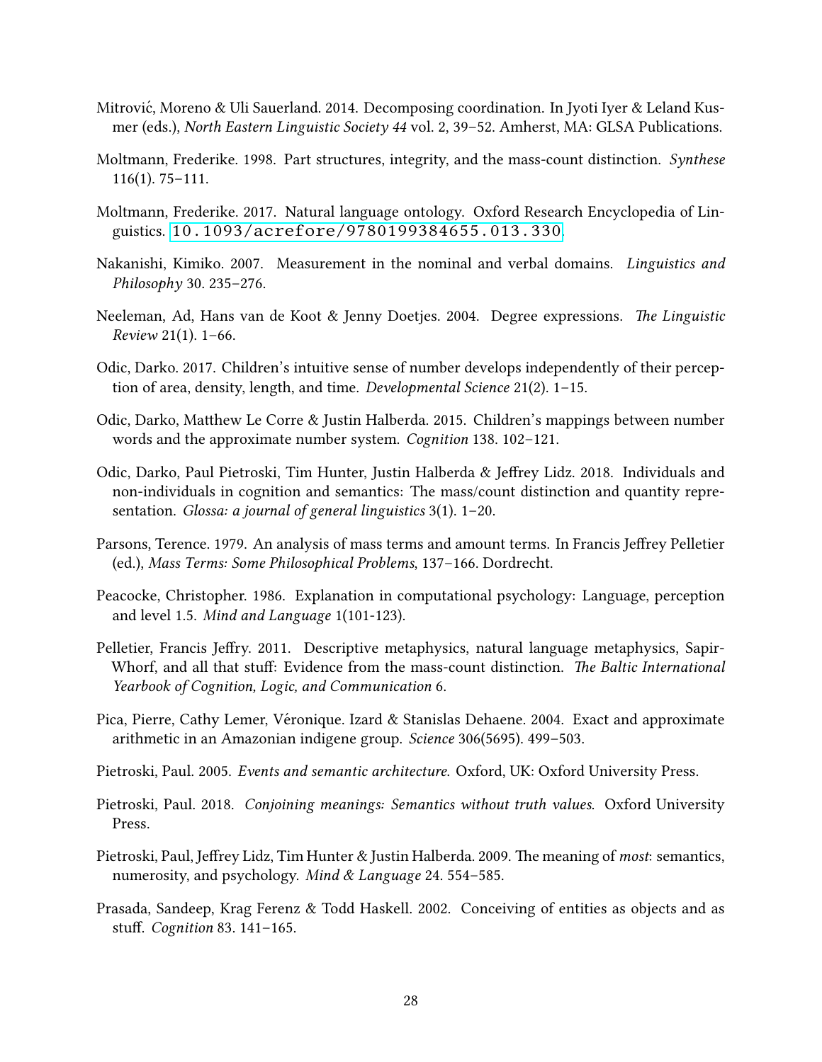Mitrović, Moreno & Uli Sauerland. 2014. Decomposing coordination. In Jyoti Iyer & Leland Kusmer (eds.), *North Eastern Linguistic Society 44* vol. 2, 39–52. Amherst, MA: GLSA Publications.

Moltmann, Frederike. 1998. Part structures, integrity, and the mass-count distinction. *Synthese* 116(1). 75–111.

Moltmann, Frederike. 2017. Natural language ontology. Oxford Research Encyclopedia of Linguistics. 10.1093/acrefore/9780199384655.013.330.

Nakanishi, Kimiko. 2007. Measurement in the nominal and verbal domains. *Linguistics and Philosophy* 30. 235–276.

Neeleman, Ad, Hans van de Koot & Jenny Doetjes. 2004. Degree expressions. *The Linguistic Review* 21(1). 1–66.

Odic, Darko. 2017. Children's intuitive sense of number develops independently of their perception of area, density, length, and time. *Developmental Science* 21(2). 1–15.

Odic, Darko, Matthew Le Corre & Justin Halberda. 2015. Children's mappings between number words and the approximate number system. *Cognition* 138. 102–121.

Odic, Darko, Paul Pietroski, Tim Hunter, Justin Halberda & Jeffrey Lidz. 2018. Individuals and non-individuals in cognition and semantics: The mass/count distinction and quantity representation. *Glossa: a journal of general linguistics* 3(1). 1–20.

Parsons, Terence. 1979. An analysis of mass terms and amount terms. In Francis Jeffrey Pelletier (ed.), *Mass Terms: Some Philosophical Problems*, 137–166. Dordrecht.

Peacocke, Christopher. 1986. Explanation in computational psychology: Language, perception and level 1.5. *Mind and Language* 1(101-123).

Pelletier, Francis Jeffry. 2011. Descriptive metaphysics, natural language metaphysics, Sapir-Whorf, and all that stuff: Evidence from the mass-count distinction. *The Baltic International Yearbook of Cognition, Logic, and Communication* 6.

Pica, Pierre, Cathy Lemer, Véronique. Izard & Stanislas Dehaene. 2004. Exact and approximate arithmetic in an Amazonian indigene group. *Science* 306(5695). 499–503.

Pietroski, Paul. 2005. *Events and semantic architecture*. Oxford, UK: Oxford University Press.

Pietroski, Paul. 2018. *Conjoining meanings: Semantics without truth values*. Oxford University Press.

Pietroski, Paul, Jeffrey Lidz, Tim Hunter & Justin Halberda. 2009. The meaning of *most*: semantics, numerosity, and psychology. *Mind & Language* 24. 554–585.

Prasada, Sandeep, Krag Ferenz & Todd Haskell. 2002. Conceiving of entities as objects and as stuff. *Cognition* 83. 141–165.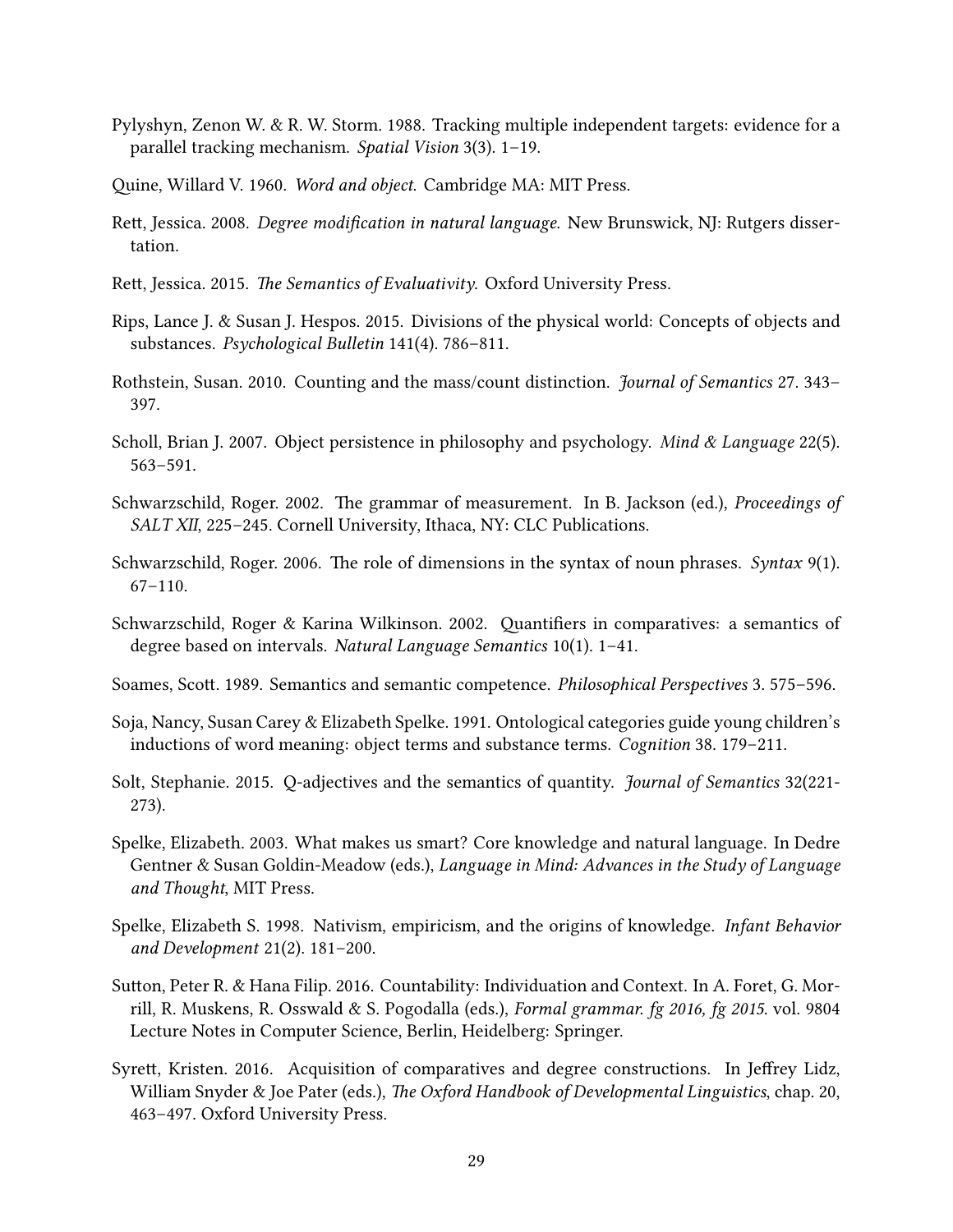Pylyshyn, Zenon W. & R. W. Storm. 1988. Tracking multiple independent targets: evidence for a parallel tracking mechanism. *Spatial Vision* 3(3). 1–19.

Quine, Willard V. 1960. *Word and object*. Cambridge MA: MIT Press.

Rett, Jessica. 2008. *Degree modification in natural language*. New Brunswick, NJ: Rutgers dissertation.

Rett, Jessica. 2015. *The Semantics of Evaluativity*. Oxford University Press.

Rips, Lance J. & Susan J. Hespos. 2015. Divisions of the physical world: Concepts of objects and substances. *Psychological Bulletin* 141(4). 786–811.

Rothstein, Susan. 2010. Counting and the mass/count distinction. *Journal of Semantics* 27. 343–397.

Scholl, Brian J. 2007. Object persistence in philosophy and psychology. *Mind & Language* 22(5). 563–591.

Schwarzschild, Roger. 2002. The grammar of measurement. In B. Jackson (ed.), *Proceedings of SALT XII*, 225–245. Cornell University, Ithaca, NY: CLC Publications.

Schwarzschild, Roger. 2006. The role of dimensions in the syntax of noun phrases. *Syntax* 9(1). 67–110.

Schwarzschild, Roger & Karina Wilkinson. 2002. Quantifiers in comparatives: a semantics of degree based on intervals. *Natural Language Semantics* 10(1). 1–41.

Soames, Scott. 1989. Semantics and semantic competence. *Philosophical Perspectives* 3. 575–596.

Soja, Nancy, Susan Carey & Elizabeth Spelke. 1991. Ontological categories guide young children's inductions of word meaning: object terms and substance terms. *Cognition* 38. 179–211.

Solt, Stephanie. 2015. Q-adjectives and the semantics of quantity. *Journal of Semantics* 32(221-273).

Spelke, Elizabeth. 2003. What makes us smart? Core knowledge and natural language. In Dedre Gentner & Susan Goldin-Meadow (eds.), *Language in Mind: Advances in the Study of Language and Thought*, MIT Press.

Spelke, Elizabeth S. 1998. Nativism, empiricism, and the origins of knowledge. *Infant Behavior and Development* 21(2). 181–200.

Sutton, Peter R. & Hana Filip. 2016. Countability: Individuation and Context. In A. Foret, G. Morrill, R. Muskens, R. Osswald & S. Pogodalla (eds.), *Formal grammar. fg 2016, fg 2015*. vol. 9804 Lecture Notes in Computer Science, Berlin, Heidelberg: Springer.

Syrett, Kristen. 2016. Acquisition of comparatives and degree constructions. In Jeffrey Lidz, William Snyder & Joe Pater (eds.), *The Oxford Handbook of Developmental Linguistics*, chap. 20, 463–497. Oxford University Press.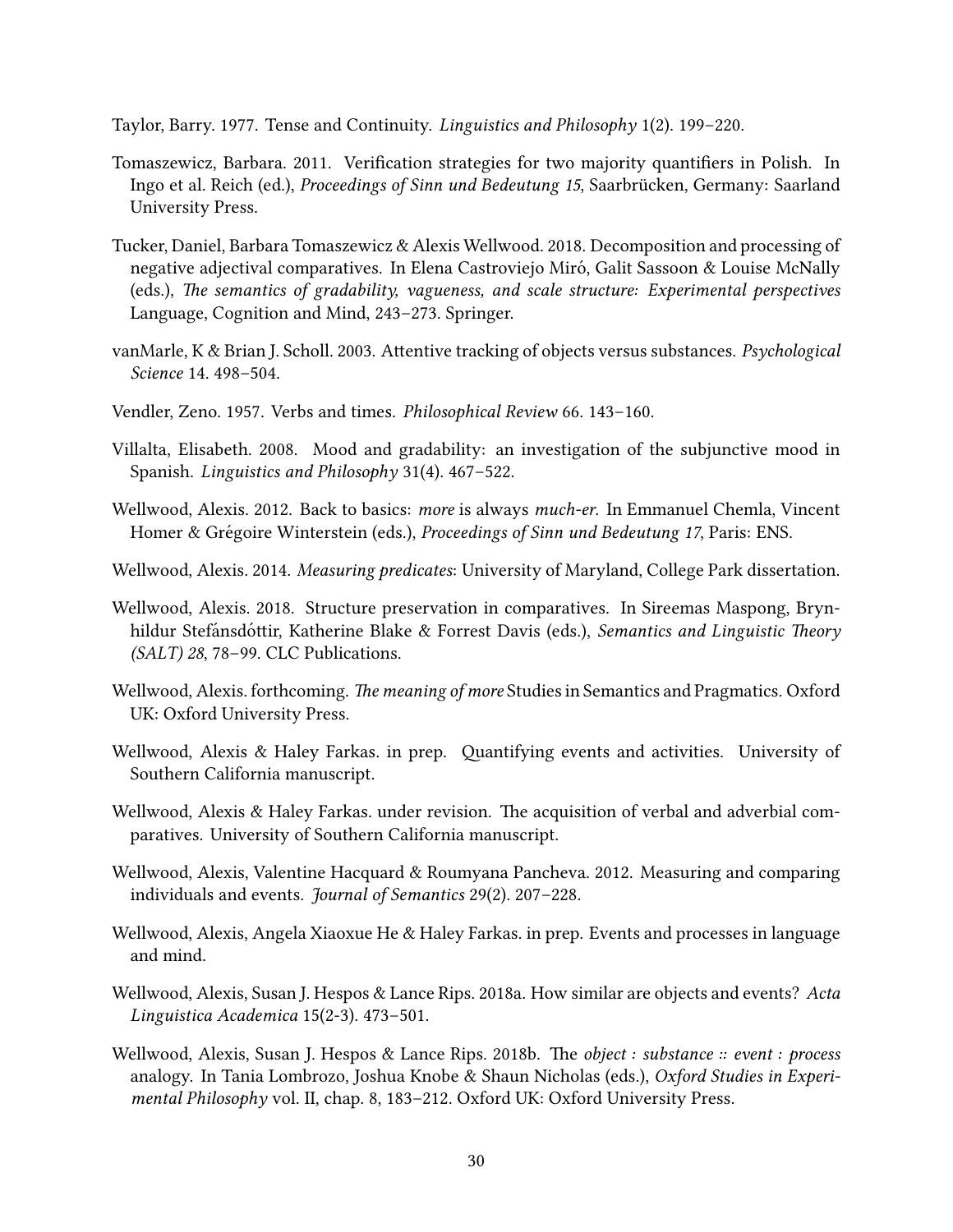Taylor, Barry. 1977. Tense and Continuity. *Linguistics and Philosophy* 1(2). 199–220.

Tomaszewicz, Barbara. 2011. Verification strategies for two majority quantifiers in Polish. In Ingo et al. Reich (ed.), *Proceedings of Sinn und Bedeutung 15*, Saarbrücken, Germany: Saarland University Press.

Tucker, Daniel, Barbara Tomaszewicz & Alexis Wellwood. 2018. Decomposition and processing of negative adjectival comparatives. In Elena Castroviejo Miró, Galit Sassoon & Louise McNally (eds.), *The semantics of gradability, vagueness, and scale structure: Experimental perspectives* Language, Cognition and Mind, 243–273. Springer.

vanMarle, K & Brian J. Scholl. 2003. Attentive tracking of objects versus substances. *Psychological Science* 14. 498–504.

Vendler, Zeno. 1957. Verbs and times. *Philosophical Review* 66. 143–160.

Villalta, Elisabeth. 2008. Mood and gradability: an investigation of the subjunctive mood in Spanish. *Linguistics and Philosophy* 31(4). 467–522.

Wellwood, Alexis. 2012. Back to basics: *more* is always *much-er*. In Emmanuel Chemla, Vincent Homer & Grégoire Winterstein (eds.), *Proceedings of Sinn und Bedeutung 17*, Paris: ENS.

Wellwood, Alexis. 2014. *Measuring predicates*: University of Maryland, College Park dissertation.

Wellwood, Alexis. 2018. Structure preservation in comparatives. In Sireemas Maspong, Brynhildur Stefánsdóttir, Katherine Blake & Forrest Davis (eds.), *Semantics and Linguistic Theory (SALT) 28*, 78–99. CLC Publications.

Wellwood, Alexis. forthcoming. *The meaning of more* Studies in Semantics and Pragmatics. Oxford UK: Oxford University Press.

Wellwood, Alexis & Haley Farkas. in prep. Quantifying events and activities. University of Southern California manuscript.

Wellwood, Alexis & Haley Farkas. under revision. The acquisition of verbal and adverbial comparatives. University of Southern California manuscript.

Wellwood, Alexis, Valentine Hacquard & Roumyana Pancheva. 2012. Measuring and comparing individuals and events. *Journal of Semantics* 29(2). 207–228.

Wellwood, Alexis, Angela Xiaoxue He & Haley Farkas. in prep. Events and processes in language and mind.

Wellwood, Alexis, Susan J. Hespos & Lance Rips. 2018a. How similar are objects and events? *Acta Linguistica Academica* 15(2-3). 473–501.

Wellwood, Alexis, Susan J. Hespos & Lance Rips. 2018b. The *object : substance :: event : process* analogy. In Tania Lombrozo, Joshua Knobe & Shaun Nicholas (eds.), *Oxford Studies in Experimental Philosophy* vol. II, chap. 8, 183–212. Oxford UK: Oxford University Press.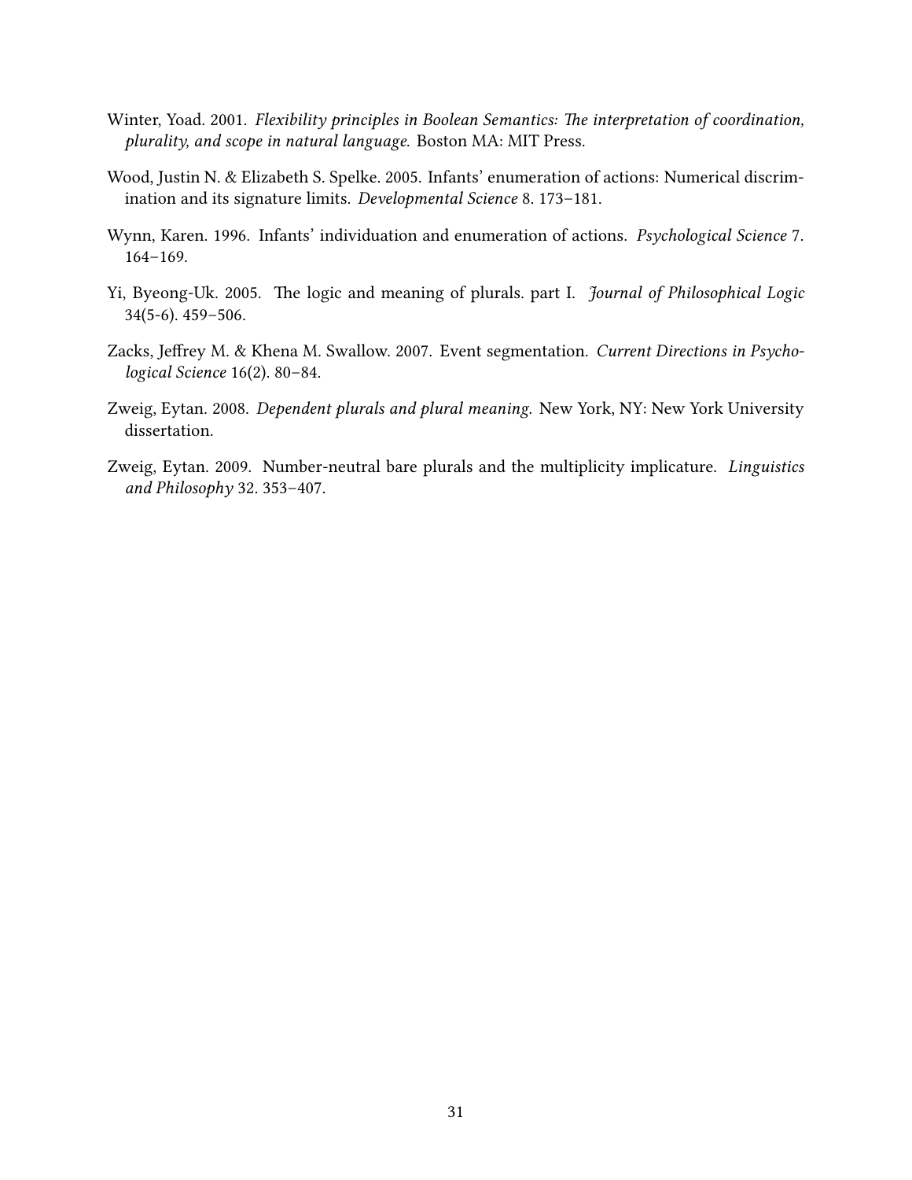Winter, Yoad. 2001. *Flexibility principles in Boolean Semantics: The interpretation of coordination, plurality, and scope in natural language*. Boston MA: MIT Press.

Wood, Justin N. & Elizabeth S. Spelke. 2005. Infants' enumeration of actions: Numerical discrimination and its signature limits. *Developmental Science* 8. 173–181.

Wynn, Karen. 1996. Infants' individuation and enumeration of actions. *Psychological Science* 7. 164–169.

Yi, Byeong-Uk. 2005. The logic and meaning of plurals. part I. *Journal of Philosophical Logic* 34(5-6). 459–506.

Zacks, Jeffrey M. & Khena M. Swallow. 2007. Event segmentation. *Current Directions in Psychological Science* 16(2). 80–84.

Zweig, Eytan. 2008. *Dependent plurals and plural meaning*. New York, NY: New York University dissertation.

Zweig, Eytan. 2009. Number-neutral bare plurals and the multiplicity implicature. *Linguistics and Philosophy* 32. 353–407.